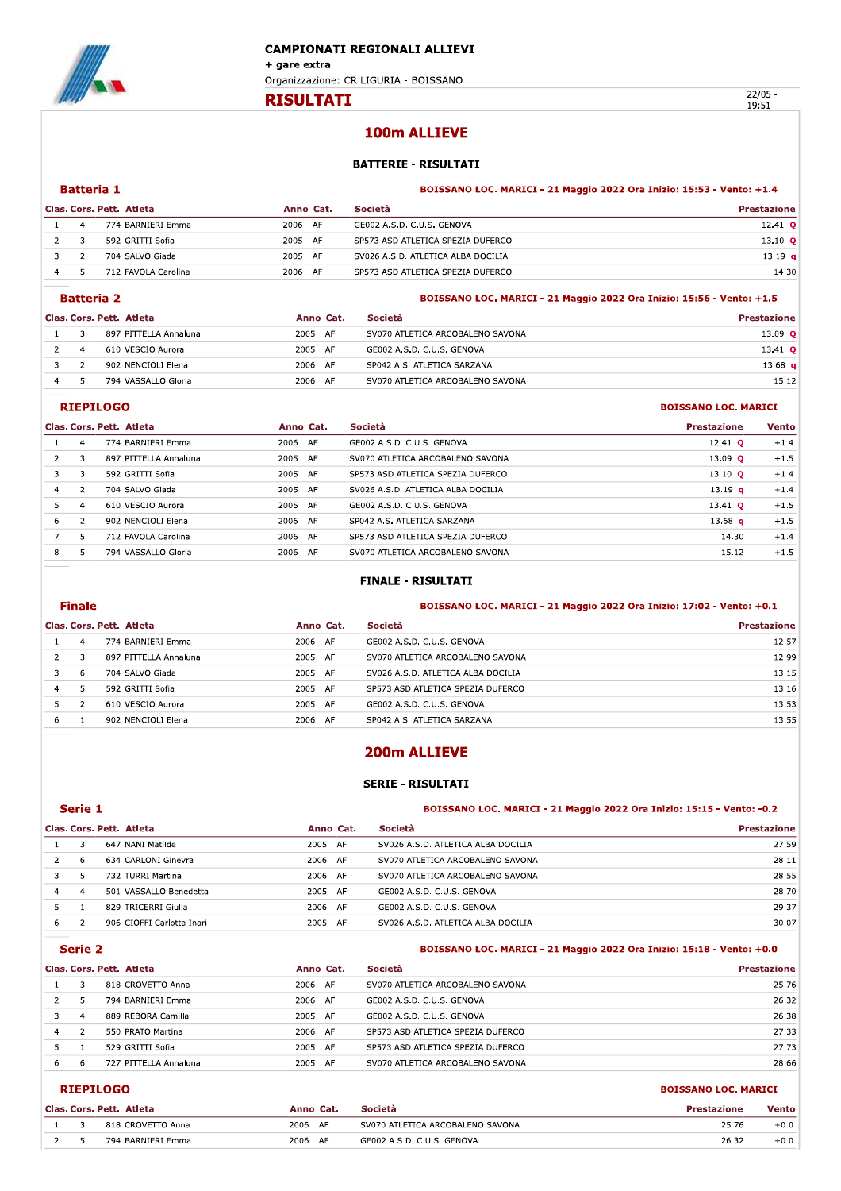# CAMPIONATI REGIONALI ALLIEVI

**+ gare extra**

Organizzazione: CR LIGURIA - BOISSANO

## RISULTATI

22/05 - 19:51

## 100m ALLIEVE

### BATTERIE - RISULTATI

**Batteria 1** — BOISSANO LOC. MARICI - 21 Maggio 2022 Ora Inizio: 15:53 - Vento: +1.4

| Clas. | Cors. | Pett. | Atleta | Anno | Cat. | Società | Prestazione |
|---|---|---|---|---|---|---|---|
| 1 | 4 | 774 | BARNIERI Emma | 2006 | AF | GE002 A.S.D. C.U.S. GENOVA | 12.41 Q |
| 2 | 3 | 592 | GRITTI Sofia | 2005 | AF | SP573 ASD ATLETICA SPEZIA DUFERCO | 13.10 Q |
| 3 | 2 | 704 | SALVO Giada | 2005 | AF | SV026 A.S.D. ATLETICA ALBA DOCILIA | 13.19 q |
| 4 | 5 | 712 | FAVOLA Carolina | 2006 | AF | SP573 ASD ATLETICA SPEZIA DUFERCO | 14.30 |

**Batteria 2** — BOISSANO LOC. MARICI - 21 Maggio 2022 Ora Inizio: 15:56 - Vento: +1.5

| Clas. | Cors. | Pett. | Atleta | Anno | Cat. | Società | Prestazione |
|---|---|---|---|---|---|---|---|
| 1 | 3 | 897 | PITTELLA Annaluna | 2005 | AF | SV070 ATLETICA ARCOBALENO SAVONA | 13.09 Q |
| 2 | 4 | 610 | VESCIO Aurora | 2005 | AF | GE002 A.S.D. C.U.S. GENOVA | 13.41 Q |
| 3 | 2 | 902 | NENCIOLI Elena | 2006 | AF | SP042 A.S. ATLETICA SARZANA | 13.68 q |
| 4 | 5 | 794 | VASSALLO Gloria | 2006 | AF | SV070 ATLETICA ARCOBALENO SAVONA | 15.12 |

**RIEPILOGO** — BOISSANO LOC. MARICI

| Clas. | Cors. | Pett. | Atleta | Anno | Cat. | Società | Prestazione | Vento |
|---|---|---|---|---|---|---|---|---|
| 1 | 4 | 774 | BARNIERI Emma | 2006 | AF | GE002 A.S.D. C.U.S. GENOVA | 12.41 Q | +1.4 |
| 2 | 3 | 897 | PITTELLA Annaluna | 2005 | AF | SV070 ATLETICA ARCOBALENO SAVONA | 13.09 Q | +1.5 |
| 3 | 3 | 592 | GRITTI Sofia | 2005 | AF | SP573 ASD ATLETICA SPEZIA DUFERCO | 13.10 Q | +1.4 |
| 4 | 2 | 704 | SALVO Giada | 2005 | AF | SV026 A.S.D. ATLETICA ALBA DOCILIA | 13.19 q | +1.4 |
| 5 | 4 | 610 | VESCIO Aurora | 2005 | AF | GE002 A.S.D. C.U.S. GENOVA | 13.41 Q | +1.5 |
| 6 | 2 | 902 | NENCIOLI Elena | 2006 | AF | SP042 A.S. ATLETICA SARZANA | 13.68 q | +1.5 |
| 7 | 5 | 712 | FAVOLA Carolina | 2006 | AF | SP573 ASD ATLETICA SPEZIA DUFERCO | 14.30 | +1.4 |
| 8 | 5 | 794 | VASSALLO Gloria | 2006 | AF | SV070 ATLETICA ARCOBALENO SAVONA | 15.12 | +1.5 |

### FINALE - RISULTATI

**Finale** — BOISSANO LOC. MARICI - 21 Maggio 2022 Ora Inizio: 17:02 - Vento: +0.1

| Clas. | Cors. | Pett. | Atleta | Anno | Cat. | Società | Prestazione |
|---|---|---|---|---|---|---|---|
| 1 | 4 | 774 | BARNIERI Emma | 2006 | AF | GE002 A.S.D. C.U.S. GENOVA | 12.57 |
| 2 | 3 | 897 | PITTELLA Annaluna | 2005 | AF | SV070 ATLETICA ARCOBALENO SAVONA | 12.99 |
| 3 | 6 | 704 | SALVO Giada | 2005 | AF | SV026 A.S.D. ATLETICA ALBA DOCILIA | 13.15 |
| 4 | 5 | 592 | GRITTI Sofia | 2005 | AF | SP573 ASD ATLETICA SPEZIA DUFERCO | 13.16 |
| 5 | 2 | 610 | VESCIO Aurora | 2005 | AF | GE002 A.S.D. C.U.S. GENOVA | 13.53 |
| 6 | 1 | 902 | NENCIOLI Elena | 2006 | AF | SP042 A.S. ATLETICA SARZANA | 13.55 |

## 200m ALLIEVE

### SERIE - RISULTATI

**Serie 1** — BOISSANO LOC. MARICI - 21 Maggio 2022 Ora Inizio: 15:15 - Vento: -0.2

| Clas. | Cors. | Pett. | Atleta | Anno | Cat. | Società | Prestazione |
|---|---|---|---|---|---|---|---|
| 1 | 3 | 647 | NANI Matilde | 2005 | AF | SV026 A.S.D. ATLETICA ALBA DOCILIA | 27.59 |
| 2 | 6 | 634 | CARLONI Ginevra | 2006 | AF | SV070 ATLETICA ARCOBALENO SAVONA | 28.11 |
| 3 | 5 | 732 | TURRI Martina | 2006 | AF | SV070 ATLETICA ARCOBALENO SAVONA | 28.55 |
| 4 | 4 | 501 | VASSALLO Benedetta | 2005 | AF | GE002 A.S.D. C.U.S. GENOVA | 28.70 |
| 5 | 1 | 829 | TRICERRI Giulia | 2006 | AF | GE002 A.S.D. C.U.S. GENOVA | 29.37 |
| 6 | 2 | 906 | CIOFFI Carlotta Inari | 2005 | AF | SV026 A.S.D. ATLETICA ALBA DOCILIA | 30.07 |

**Serie 2** — BOISSANO LOC. MARICI - 21 Maggio 2022 Ora Inizio: 15:18 - Vento: +0.0

| Clas. | Cors. | Pett. | Atleta | Anno | Cat. | Società | Prestazione |
|---|---|---|---|---|---|---|---|
| 1 | 3 | 818 | CROVETTO Anna | 2006 | AF | SV070 ATLETICA ARCOBALENO SAVONA | 25.76 |
| 2 | 5 | 794 | BARNIERI Emma | 2006 | AF | GE002 A.S.D. C.U.S. GENOVA | 26.32 |
| 3 | 4 | 889 | REBORA Camilla | 2005 | AF | GE002 A.S.D. C.U.S. GENOVA | 26.38 |
| 4 | 2 | 550 | PRATO Martina | 2006 | AF | SP573 ASD ATLETICA SPEZIA DUFERCO | 27.33 |
| 5 | 1 | 529 | GRITTI Sofia | 2005 | AF | SP573 ASD ATLETICA SPEZIA DUFERCO | 27.73 |
| 6 | 6 | 727 | PITTELLA Annaluna | 2005 | AF | SV070 ATLETICA ARCOBALENO SAVONA | 28.66 |

**RIEPILOGO** — BOISSANO LOC. MARICI

| Clas. | Cors. | Pett. | Atleta | Anno | Cat. | Società | Prestazione | Vento |
|---|---|---|---|---|---|---|---|---|
| 1 | 3 | 818 | CROVETTO Anna | 2006 | AF | SV070 ATLETICA ARCOBALENO SAVONA | 25.76 | +0.0 |
| 2 | 5 | 794 | BARNIERI Emma | 2006 | AF | GE002 A.S.D. C.U.S. GENOVA | 26.32 | +0.0 |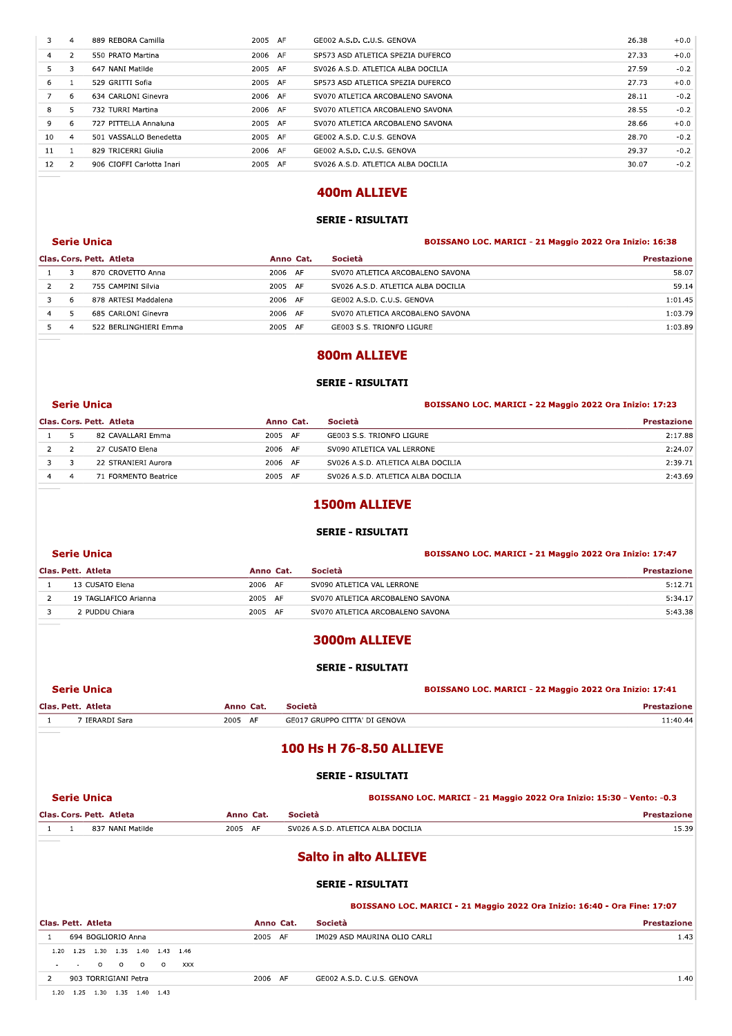| Clas. | Cors. | Pett. | Atleta | Anno | Cat. | Società | Prestazione | Vento |
|---|---|---|---|---|---|---|---|---|
| 3 | 4 | 889 | REBORA Camilla | 2005 | AF | GE002 A.S.D. C.U.S. GENOVA | 26.38 | +0.0 |
| 4 | 2 | 550 | PRATO Martina | 2006 | AF | SP573 ASD ATLETICA SPEZIA DUFERCO | 27.33 | +0.0 |
| 5 | 3 | 647 | NANI Matilde | 2005 | AF | SV026 A.S.D. ATLETICA ALBA DOCILIA | 27.59 | -0.2 |
| 6 | 1 | 529 | GRITTI Sofia | 2005 | AF | SP573 ASD ATLETICA SPEZIA DUFERCO | 27.73 | +0.0 |
| 7 | 6 | 634 | CARLONI Ginevra | 2006 | AF | SV070 ATLETICA ARCOBALENO SAVONA | 28.11 | -0.2 |
| 8 | 5 | 732 | TURRI Martina | 2006 | AF | SV070 ATLETICA ARCOBALENO SAVONA | 28.55 | -0.2 |
| 9 | 6 | 727 | PITTELLA Annaluna | 2005 | AF | SV070 ATLETICA ARCOBALENO SAVONA | 28.66 | +0.0 |
| 10 | 4 | 501 | VASSALLO Benedetta | 2005 | AF | GE002 A.S.D. C.U.S. GENOVA | 28.70 | -0.2 |
| 11 | 1 | 829 | TRICERRI Giulia | 2006 | AF | GE002 A.S.D. C.U.S. GENOVA | 29.37 | -0.2 |
| 12 | 2 | 906 | CIOFFI Carlotta Inari | 2005 | AF | SV026 A.S.D. ATLETICA ALBA DOCILIA | 30.07 | -0.2 |

## 400m ALLIEVE

### SERIE - RISULTATI

**Serie Unica** — **BOISSANO LOC. MARICI - 21 Maggio 2022 Ora Inizio: 16:38**

| Clas. | Cors. | Pett. | Atleta | Anno | Cat. | Società | Prestazione |
|---|---|---|---|---|---|---|---|
| 1 | 3 | 870 | CROVETTO Anna | 2006 | AF | SV070 ATLETICA ARCOBALENO SAVONA | 58.07 |
| 2 | 2 | 755 | CAMPINI Silvia | 2005 | AF | SV026 A.S.D. ATLETICA ALBA DOCILIA | 59.14 |
| 3 | 6 | 878 | ARTESI Maddalena | 2006 | AF | GE002 A.S.D. C.U.S. GENOVA | 1:01.45 |
| 4 | 5 | 685 | CARLONI Ginevra | 2006 | AF | SV070 ATLETICA ARCOBALENO SAVONA | 1:03.79 |
| 5 | 4 | 522 | BERLINGHIERI Emma | 2005 | AF | GE003 S.S. TRIONFO LIGURE | 1:03.89 |

## 800m ALLIEVE

### SERIE - RISULTATI

**Serie Unica** — **BOISSANO LOC. MARICI - 22 Maggio 2022 Ora Inizio: 17:23**

| Clas. | Cors. | Pett. | Atleta | Anno | Cat. | Società | Prestazione |
|---|---|---|---|---|---|---|---|
| 1 | 5 | 82 | CAVALLARI Emma | 2005 | AF | GE003 S.S. TRIONFO LIGURE | 2:17.88 |
| 2 | 2 | 27 | CUSATO Elena | 2006 | AF | SV090 ATLETICA VAL LERRONE | 2:24.07 |
| 3 | 3 | 22 | STRANIERI Aurora | 2006 | AF | SV026 A.S.D. ATLETICA ALBA DOCILIA | 2:39.71 |
| 4 | 4 | 71 | FORMENTO Beatrice | 2005 | AF | SV026 A.S.D. ATLETICA ALBA DOCILIA | 2:43.69 |

## 1500m ALLIEVE

### SERIE - RISULTATI

**Serie Unica** — **BOISSANO LOC. MARICI - 21 Maggio 2022 Ora Inizio: 17:47**

| Clas. | Pett. | Atleta | Anno | Cat. | Società | Prestazione |
|---|---|---|---|---|---|---|
| 1 | 13 | CUSATO Elena | 2006 | AF | SV090 ATLETICA VAL LERRONE | 5:12.71 |
| 2 | 19 | TAGLIAFICO Arianna | 2005 | AF | SV070 ATLETICA ARCOBALENO SAVONA | 5:34.17 |
| 3 | 2 | PUDDU Chiara | 2005 | AF | SV070 ATLETICA ARCOBALENO SAVONA | 5:43.38 |

## 3000m ALLIEVE

### SERIE - RISULTATI

**Serie Unica** — **BOISSANO LOC. MARICI - 22 Maggio 2022 Ora Inizio: 17:41**

| Clas. | Pett. | Atleta | Anno | Cat. | Società | Prestazione |
|---|---|---|---|---|---|---|
| 1 | 7 | IERARDI Sara | 2005 | AF | GE017 GRUPPO CITTA' DI GENOVA | 11:40.44 |

## 100 Hs H 76-8.50 ALLIEVE

### SERIE - RISULTATI

**Serie Unica** — **BOISSANO LOC. MARICI - 21 Maggio 2022 Ora Inizio: 15:30 - Vento: -0.3**

| Clas. | Cors. | Pett. | Atleta | Anno | Cat. | Società | Prestazione |
|---|---|---|---|---|---|---|---|
| 1 | 1 | 837 | NANI Matilde | 2005 | AF | SV026 A.S.D. ATLETICA ALBA DOCILIA | 15.39 |

## Salto in alto ALLIEVE

### SERIE - RISULTATI

**BOISSANO LOC. MARICI - 21 Maggio 2022 Ora Inizio: 16:40 - Ora Fine: 17:07**

| Clas. | Pett. | Atleta | Anno | Cat. | Società | Prestazione |
|---|---|---|---|---|---|---|
| 1 | 694 | BOGLIORIO Anna | 2005 | AF | IM029 ASD MAURINA OLIO CARLI | 1.43 |

| 1.20 | 1.25 | 1.30 | 1.35 | 1.40 | 1.43 | 1.46 |
|---|---|---|---|---|---|---|
| - | - | O | O | O | O | XXX |

| Clas. | Pett. | Atleta | Anno | Cat. | Società | Prestazione |
|---|---|---|---|---|---|---|
| 2 | 903 | TORRIGIANI Petra | 2006 | AF | GE002 A.S.D. C.U.S. GENOVA | 1.40 |

| 1.20 | 1.25 | 1.30 | 1.35 | 1.40 | 1.43 |
|---|---|---|---|---|---|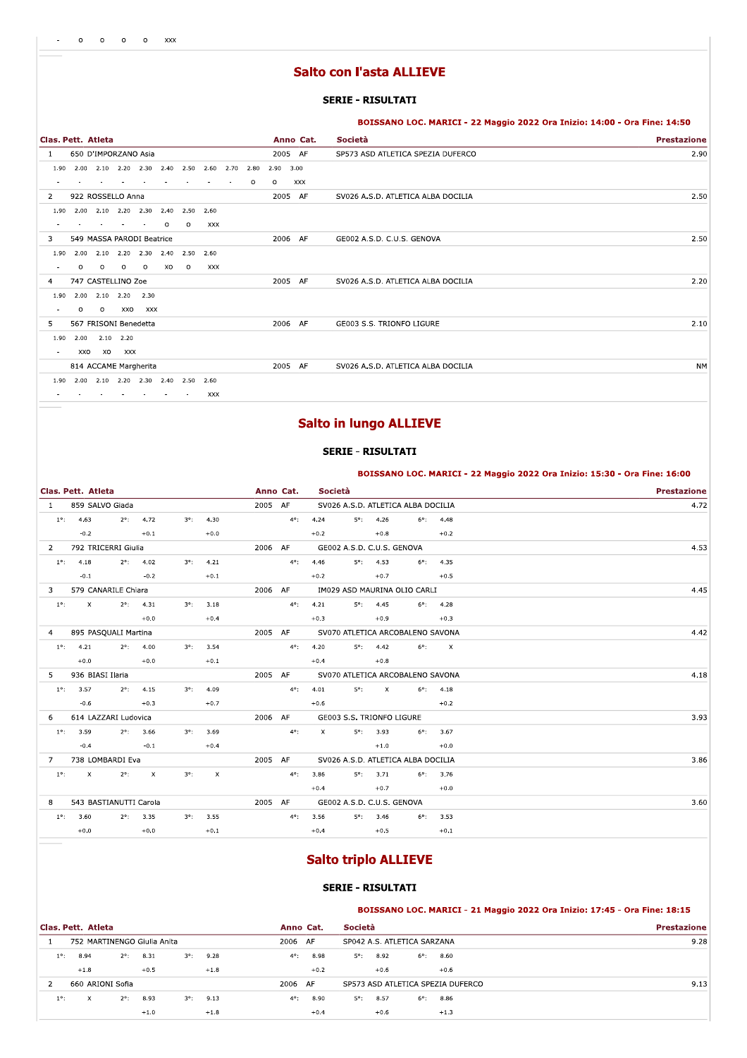| - | O | O | O | O | XXX |
|---|---|---|---|---|---|

## Salto con l'asta ALLIEVE

### SERIE - RISULTATI

**BOISSANO LOC. MARICI - 22 Maggio 2022 Ora Inizio: 14:00 - Ora Fine: 14:50**

| Clas. | Pett. | Atleta | Anno | Cat. | Società | Prestazione |
|---|---|---|---|---|---|---|
| 1 | 650 | D'IMPORZANO Asia | 2005 | AF | SP573 ASD ATLETICA SPEZIA DUFERCO | 2.90 |
| 2 | 922 | ROSSELLO Anna | 2005 | AF | SV026 A.S.D. ATLETICA ALBA DOCILIA | 2.50 |
| 3 | 549 | MASSA PARODI Beatrice | 2006 | AF | GE002 A.S.D. C.U.S. GENOVA | 2.50 |
| 4 | 747 | CASTELLINO Zoe | 2005 | AF | SV026 A.S.D. ATLETICA ALBA DOCILIA | 2.20 |
| 5 | 567 | FRISONI Benedetta | 2006 | AF | GE003 S.S. TRIONFO LIGURE | 2.10 |
| | 814 | ACCAME Margherita | 2005 | AF | SV026 A.S.D. ATLETICA ALBA DOCILIA | NM |

D'IMPORZANO Asia:

| 1.90 | 2.00 | 2.10 | 2.20 | 2.30 | 2.40 | 2.50 | 2.60 | 2.70 | 2.80 | 2.90 | 3.00 |
|---|---|---|---|---|---|---|---|---|---|---|---|
| - | - | - | - | - | - | - | - | - | O | O | XXX |

ROSSELLO Anna:

| 1.90 | 2.00 | 2.10 | 2.20 | 2.30 | 2.40 | 2.50 | 2.60 |
|---|---|---|---|---|---|---|---|
| - | - | - | - | - | O | O | XXX |

MASSA PARODI Beatrice:

| 1.90 | 2.00 | 2.10 | 2.20 | 2.30 | 2.40 | 2.50 | 2.60 |
|---|---|---|---|---|---|---|---|
| - | O | O | O | O | XO | O | XXX |

CASTELLINO Zoe:

| 1.90 | 2.00 | 2.10 | 2.20 | 2.30 |
|---|---|---|---|---|
| - | O | O | XXO | XXX |

FRISONI Benedetta:

| 1.90 | 2.00 | 2.10 | 2.20 |
|---|---|---|---|
| - | XXO | XO | XXX |

ACCAME Margherita:

| 1.90 | 2.00 | 2.10 | 2.20 | 2.30 | 2.40 | 2.50 | 2.60 |
|---|---|---|---|---|---|---|---|
| - | - | - | - | - | - | - | XXX |

## Salto in lungo ALLIEVE

### SERIE - RISULTATI

**BOISSANO LOC. MARICI - 22 Maggio 2022 Ora Inizio: 15:30 - Ora Fine: 16:00**

| Clas. | Pett. | Atleta | Anno | Cat. | Società | 1° | 2° | 3° | 4° | 5° | 6° | Prestazione |
|---|---|---|---|---|---|---|---|---|---|---|---|---|
| 1 | 859 | SALVO Giada | 2005 | AF | SV026 A.S.D. ATLETICA ALBA DOCILIA | 4.63 (-0.2) | 4.72 (+0.1) | 4.30 (+0.0) | 4.24 (+0.2) | 4.26 (+0.8) | 4.48 (+0.2) | 4.72 |
| 2 | 792 | TRICERRI Giulia | 2006 | AF | GE002 A.S.D. C.U.S. GENOVA | 4.18 (-0.1) | 4.02 (-0.2) | 4.21 (+0.1) | 4.46 (+0.2) | 4.53 (+0.7) | 4.35 (+0.5) | 4.53 |
| 3 | 579 | CANARILE Chiara | 2006 | AF | IM029 ASD MAURINA OLIO CARLI | X | 4.31 (+0.0) | 3.18 (+0.4) | 4.21 (+0.3) | 4.45 (+0.9) | 4.28 (+0.3) | 4.45 |
| 4 | 895 | PASQUALI Martina | 2005 | AF | SV070 ATLETICA ARCOBALENO SAVONA | 4.21 (+0.0) | 4.00 (+0.0) | 3.54 (+0.1) | 4.20 (+0.4) | 4.42 (+0.8) | X | 4.42 |
| 5 | 936 | BIASI Ilaria | 2005 | AF | SV070 ATLETICA ARCOBALENO SAVONA | 3.57 (-0.6) | 4.15 (+0.3) | 4.09 (+0.7) | 4.01 (+0.6) | X | 4.18 (+0.2) | 4.18 |
| 6 | 614 | LAZZARI Ludovica | 2006 | AF | GE003 S.S. TRIONFO LIGURE | 3.59 (-0.4) | 3.66 (-0.1) | 3.69 (+0.4) | X | 3.93 (+1.0) | 3.67 (+0.0) | 3.93 |
| 7 | 738 | LOMBARDI Eva | 2005 | AF | SV026 A.S.D. ATLETICA ALBA DOCILIA | X | X | X | 3.86 (+0.4) | 3.71 (+0.7) | 3.76 (+0.0) | 3.86 |
| 8 | 543 | BASTIANUTTI Carola | 2005 | AF | GE002 A.S.D. C.U.S. GENOVA | 3.60 (+0.0) | 3.35 (+0.0) | 3.55 (+0.1) | 3.56 (+0.4) | 3.46 (+0.5) | 3.53 (+0.1) | 3.60 |

## Salto triplo ALLIEVE

### SERIE - RISULTATI

**BOISSANO LOC. MARICI - 21 Maggio 2022 Ora Inizio: 17:45 - Ora Fine: 18:15**

| Clas. | Pett. | Atleta | Anno | Cat. | Società | 1° | 2° | 3° | 4° | 5° | 6° | Prestazione |
|---|---|---|---|---|---|---|---|---|---|---|---|---|
| 1 | 752 | MARTINENGO Giulia Anita | 2006 | AF | SP042 A.S. ATLETICA SARZANA | 8.94 (+1.8) | 8.31 (+0.5) | 9.28 (+1.8) | 8.98 (+0.2) | 8.92 (+0.6) | 8.60 (+0.6) | 9.28 |
| 2 | 660 | ARIONI Sofia | 2006 | AF | SP573 ASD ATLETICA SPEZIA DUFERCO | X | 8.93 (+1.0) | 9.13 (+1.8) | 8.90 (+0.4) | 8.57 (+0.6) | 8.86 (+1.3) | 9.13 |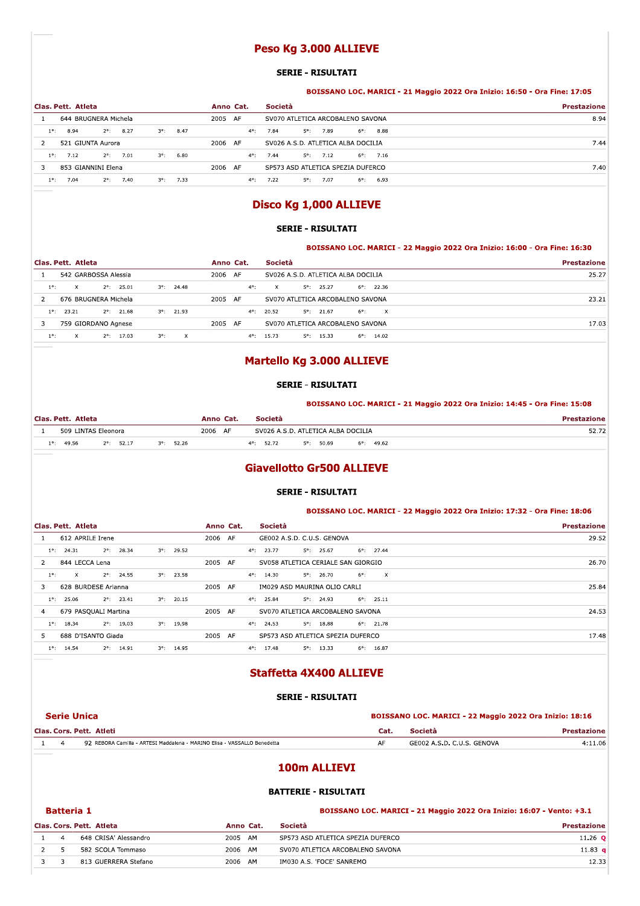## Peso Kg 3.000 ALLIEVE

### SERIE - RISULTATI

**BOISSANO LOC. MARICI - 21 Maggio 2022 Ora Inizio: 16:50 - Ora Fine: 17:05**

| Clas. | Pett. | Atleta | Anno | Cat. | Società | Prestazione |
|---|---|---|---|---|---|---|
| 1 | 644 | BRUGNERA Michela | 2005 | AF | SV070 ATLETICA ARCOBALENO SAVONA | 8.94 |
| | | 1°: 8.94 2°: 8.27 3°: 8.47 | | | 4°: 7.84 5°: 7.89 6°: 8.88 | |
| 2 | 521 | GIUNTA Aurora | 2006 | AF | SV026 A.S.D. ATLETICA ALBA DOCILIA | 7.44 |
| | | 1°: 7.12 2°: 7.01 3°: 6.80 | | | 4°: 7.44 5°: 7.12 6°: 7.16 | |
| 3 | 853 | GIANNINI Elena | 2006 | AF | SP573 ASD ATLETICA SPEZIA DUFERCO | 7.40 |
| | | 1°: 7.04 2°: 7.40 3°: 7.33 | | | 4°: 7.22 5°: 7.07 6°: 6.93 | |

## Disco Kg 1,000 ALLIEVE

### SERIE - RISULTATI

**BOISSANO LOC. MARICI - 22 Maggio 2022 Ora Inizio: 16:00 - Ora Fine: 16:30**

| Clas. | Pett. | Atleta | Anno | Cat. | Società | Prestazione |
|---|---|---|---|---|---|---|
| 1 | 542 | GARBOSSA Alessia | 2006 | AF | SV026 A.S.D. ATLETICA ALBA DOCILIA | 25.27 |
| | | 1°: X 2°: 25.01 3°: 24.48 | | | 4°: X 5°: 25.27 6°: 22.36 | |
| 2 | 676 | BRUGNERA Michela | 2005 | AF | SV070 ATLETICA ARCOBALENO SAVONA | 23.21 |
| | | 1°: 23.21 2°: 21.68 3°: 21.93 | | | 4°: 20.52 5°: 21.67 6°: X | |
| 3 | 759 | GIORDANO Agnese | 2005 | AF | SV070 ATLETICA ARCOBALENO SAVONA | 17.03 |
| | | 1°: X 2°: 17.03 3°: X | | | 4°: 15.73 5°: 15.33 6°: 14.02 | |

## Martello Kg 3.000 ALLIEVE

### SERIE - RISULTATI

**BOISSANO LOC. MARICI - 21 Maggio 2022 Ora Inizio: 14:45 - Ora Fine: 15:08**

| Clas. | Pett. | Atleta | Anno | Cat. | Società | Prestazione |
|---|---|---|---|---|---|---|
| 1 | 509 | LINTAS Eleonora | 2006 | AF | SV026 A.S.D. ATLETICA ALBA DOCILIA | 52.72 |
| | | 1°: 49.56 2°: 52.17 3°: 52.26 | | | 4°: 52.72 5°: 50.69 6°: 49.62 | |

## Giavellotto Gr500 ALLIEVE

### SERIE - RISULTATI

**BOISSANO LOC. MARICI - 22 Maggio 2022 Ora Inizio: 17:32 - Ora Fine: 18:06**

| Clas. | Pett. | Atleta | Anno | Cat. | Società | Prestazione |
|---|---|---|---|---|---|---|
| 1 | 612 | APRILE Irene | 2006 | AF | GE002 A.S.D. C.U.S. GENOVA | 29.52 |
| | | 1°: 24.31 2°: 28.34 3°: 29.52 | | | 4°: 23.77 5°: 25.67 6°: 27.44 | |
| 2 | 844 | LECCA Lena | 2005 | AF | SV058 ATLETICA CERIALE SAN GIORGIO | 26.70 |
| | | 1°: X 2°: 24.55 3°: 23.58 | | | 4°: 14.30 5°: 26.70 6°: X | |
| 3 | 628 | BURDESE Arianna | 2005 | AF | IM029 ASD MAURINA OLIO CARLI | 25.84 |
| | | 1°: 25.06 2°: 23.41 3°: 20.15 | | | 4°: 25.84 5°: 24.93 6°: 25.11 | |
| 4 | 679 | PASQUALI Martina | 2005 | AF | SV070 ATLETICA ARCOBALENO SAVONA | 24.53 |
| | | 1°: 18.34 2°: 19.03 3°: 19.98 | | | 4°: 24.53 5°: 18.88 6°: 21.78 | |
| 5 | 688 | D'ISANTO Giada | 2005 | AF | SP573 ASD ATLETICA SPEZIA DUFERCO | 17.48 |
| | | 1°: 14.54 2°: 14.91 3°: 14.95 | | | 4°: 17.48 5°: 13.33 6°: 16.87 | |

## Staffetta 4X400 ALLIEVE

### SERIE - RISULTATI

**Serie Unica** — **BOISSANO LOC. MARICI - 22 Maggio 2022 Ora Inizio: 18:16**

| Clas. | Cors. | Pett. | Atleti | Cat. | Società | Prestazione |
|---|---|---|---|---|---|---|
| 1 | 4 | 92 | REBORA Camilla - ARTESI Maddalena - MARINO Elisa - VASSALLO Benedetta | AF | GE002 A.S.D. C.U.S. GENOVA | 4:11.06 |

## 100m ALLIEVI

### BATTERIE - RISULTATI

**Batteria 1** — **BOISSANO LOC. MARICI - 21 Maggio 2022 Ora Inizio: 16:07 - Vento: +3.1**

| Clas. | Cors. | Pett. | Atleta | Anno | Cat. | Società | Prestazione |
|---|---|---|---|---|---|---|---|
| 1 | 4 | 648 | CRISA' Alessandro | 2005 | AM | SP573 ASD ATLETICA SPEZIA DUFERCO | 11.26 Q |
| 2 | 5 | 582 | SCOLA Tommaso | 2006 | AM | SV070 ATLETICA ARCOBALENO SAVONA | 11.83 q |
| 3 | 3 | 813 | GUERRERA Stefano | 2006 | AM | IM030 A.S. 'FOCE' SANREMO | 12.33 |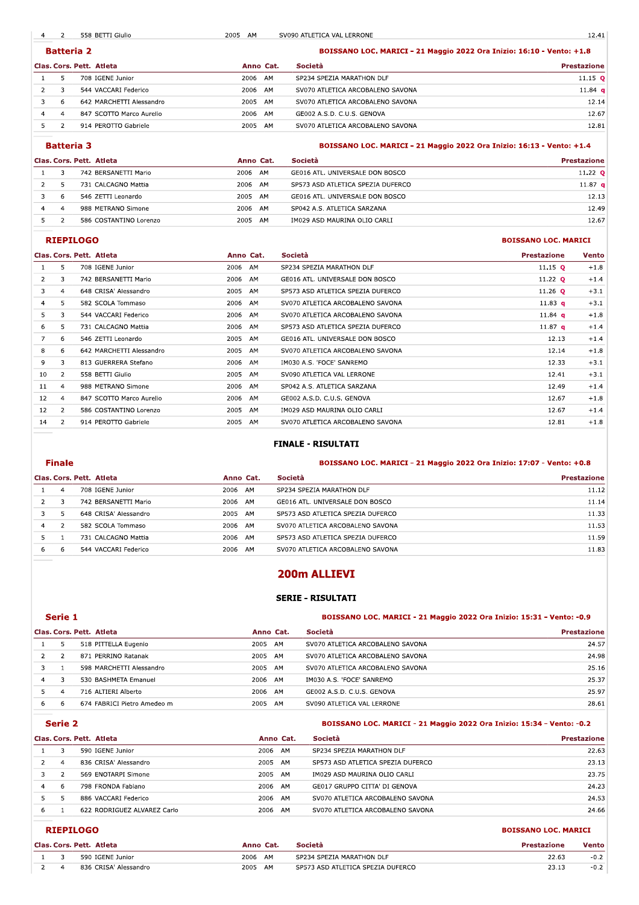| Clas. | Cors. | Pett. | Atleta | Anno | Cat. | Società | Prestazione |
|---|---|---|---|---|---|---|---|
| 4 | 2 | 558 | BETTI Giulio | 2005 | AM | SV090 ATLETICA VAL LERRONE | 12.41 |

### Batteria 2

**BOISSANO LOC. MARICI - 21 Maggio 2022 Ora Inizio: 16:10 - Vento: +1.8**

| Clas. | Cors. | Pett. | Atleta | Anno | Cat. | Società | Prestazione |
|---|---|---|---|---|---|---|---|
| 1 | 5 | 708 | IGENE Junior | 2006 | AM | SP234 SPEZIA MARATHON DLF | 11.15 Q |
| 2 | 3 | 544 | VACCARI Federico | 2006 | AM | SV070 ATLETICA ARCOBALENO SAVONA | 11.84 q |
| 3 | 6 | 642 | MARCHETTI Alessandro | 2005 | AM | SV070 ATLETICA ARCOBALENO SAVONA | 12.14 |
| 4 | 4 | 847 | SCOTTO Marco Aurelio | 2006 | AM | GE002 A.S.D. C.U.S. GENOVA | 12.67 |
| 5 | 2 | 914 | PEROTTO Gabriele | 2005 | AM | SV070 ATLETICA ARCOBALENO SAVONA | 12.81 |

### Batteria 3

**BOISSANO LOC. MARICI - 21 Maggio 2022 Ora Inizio: 16:13 - Vento: +1.4**

| Clas. | Cors. | Pett. | Atleta | Anno | Cat. | Società | Prestazione |
|---|---|---|---|---|---|---|---|
| 1 | 3 | 742 | BERSANETTI Mario | 2006 | AM | GE016 ATL. UNIVERSALE DON BOSCO | 11.22 Q |
| 2 | 5 | 731 | CALCAGNO Mattia | 2006 | AM | SP573 ASD ATLETICA SPEZIA DUFERCO | 11.87 q |
| 3 | 6 | 546 | ZETTI Leonardo | 2005 | AM | GE016 ATL. UNIVERSALE DON BOSCO | 12.13 |
| 4 | 4 | 988 | METRANO Simone | 2006 | AM | SP042 A.S. ATLETICA SARZANA | 12.49 |
| 5 | 2 | 586 | COSTANTINO Lorenzo | 2005 | AM | IM029 ASD MAURINA OLIO CARLI | 12.67 |

### RIEPILOGO

**BOISSANO LOC. MARICI**

| Clas. | Cors. | Pett. | Atleta | Anno | Cat. | Società | Prestazione | Vento |
|---|---|---|---|---|---|---|---|---|
| 1 | 5 | 708 | IGENE Junior | 2006 | AM | SP234 SPEZIA MARATHON DLF | 11.15 Q | +1.8 |
| 2 | 3 | 742 | BERSANETTI Mario | 2006 | AM | GE016 ATL. UNIVERSALE DON BOSCO | 11.22 Q | +1.4 |
| 3 | 4 | 648 | CRISA' Alessandro | 2005 | AM | SP573 ASD ATLETICA SPEZIA DUFERCO | 11.26 Q | +3.1 |
| 4 | 5 | 582 | SCOLA Tommaso | 2006 | AM | SV070 ATLETICA ARCOBALENO SAVONA | 11.83 q | +3.1 |
| 5 | 3 | 544 | VACCARI Federico | 2006 | AM | SV070 ATLETICA ARCOBALENO SAVONA | 11.84 q | +1.8 |
| 6 | 5 | 731 | CALCAGNO Mattia | 2006 | AM | SP573 ASD ATLETICA SPEZIA DUFERCO | 11.87 q | +1.4 |
| 7 | 6 | 546 | ZETTI Leonardo | 2005 | AM | GE016 ATL. UNIVERSALE DON BOSCO | 12.13 | +1.4 |
| 8 | 6 | 642 | MARCHETTI Alessandro | 2005 | AM | SV070 ATLETICA ARCOBALENO SAVONA | 12.14 | +1.8 |
| 9 | 3 | 813 | GUERRERA Stefano | 2006 | AM | IM030 A.S. 'FOCE' SANREMO | 12.33 | +3.1 |
| 10 | 2 | 558 | BETTI Giulio | 2005 | AM | SV090 ATLETICA VAL LERRONE | 12.41 | +3.1 |
| 11 | 4 | 988 | METRANO Simone | 2006 | AM | SP042 A.S. ATLETICA SARZANA | 12.49 | +1.4 |
| 12 | 4 | 847 | SCOTTO Marco Aurelio | 2006 | AM | GE002 A.S.D. C.U.S. GENOVA | 12.67 | +1.8 |
| 12 | 2 | 586 | COSTANTINO Lorenzo | 2005 | AM | IM029 ASD MAURINA OLIO CARLI | 12.67 | +1.4 |
| 14 | 2 | 914 | PEROTTO Gabriele | 2005 | AM | SV070 ATLETICA ARCOBALENO SAVONA | 12.81 | +1.8 |

## FINALE - RISULTATI

### Finale

**BOISSANO LOC. MARICI - 21 Maggio 2022 Ora Inizio: 17:07 - Vento: +0.8**

| Clas. | Cors. | Pett. | Atleta | Anno | Cat. | Società | Prestazione |
|---|---|---|---|---|---|---|---|
| 1 | 4 | 708 | IGENE Junior | 2006 | AM | SP234 SPEZIA MARATHON DLF | 11.12 |
| 2 | 3 | 742 | BERSANETTI Mario | 2006 | AM | GE016 ATL. UNIVERSALE DON BOSCO | 11.14 |
| 3 | 5 | 648 | CRISA' Alessandro | 2005 | AM | SP573 ASD ATLETICA SPEZIA DUFERCO | 11.33 |
| 4 | 2 | 582 | SCOLA Tommaso | 2006 | AM | SV070 ATLETICA ARCOBALENO SAVONA | 11.53 |
| 5 | 1 | 731 | CALCAGNO Mattia | 2006 | AM | SP573 ASD ATLETICA SPEZIA DUFERCO | 11.59 |
| 6 | 6 | 544 | VACCARI Federico | 2006 | AM | SV070 ATLETICA ARCOBALENO SAVONA | 11.83 |

# 200m ALLIEVI

## SERIE - RISULTATI

### Serie 1

**BOISSANO LOC. MARICI - 21 Maggio 2022 Ora Inizio: 15:31 - Vento: -0.9**

| Clas. | Cors. | Pett. | Atleta | Anno | Cat. | Società | Prestazione |
|---|---|---|---|---|---|---|---|
| 1 | 5 | 518 | PITTELLA Eugenio | 2005 | AM | SV070 ATLETICA ARCOBALENO SAVONA | 24.57 |
| 2 | 2 | 871 | PERRINO Ratanak | 2005 | AM | SV070 ATLETICA ARCOBALENO SAVONA | 24.98 |
| 3 | 1 | 598 | MARCHETTI Alessandro | 2005 | AM | SV070 ATLETICA ARCOBALENO SAVONA | 25.16 |
| 4 | 3 | 530 | BASHMETA Emanuel | 2006 | AM | IM030 A.S. 'FOCE' SANREMO | 25.37 |
| 5 | 4 | 716 | ALTIERI Alberto | 2006 | AM | GE002 A.S.D. C.U.S. GENOVA | 25.97 |
| 6 | 6 | 674 | FABRICI Pietro Amedeo m | 2005 | AM | SV090 ATLETICA VAL LERRONE | 28.61 |

### Serie 2

**BOISSANO LOC. MARICI - 21 Maggio 2022 Ora Inizio: 15:34 - Vento: -0.2**

| Clas. | Cors. | Pett. | Atleta | Anno | Cat. | Società | Prestazione |
|---|---|---|---|---|---|---|---|
| 1 | 3 | 590 | IGENE Junior | 2006 | AM | SP234 SPEZIA MARATHON DLF | 22.63 |
| 2 | 4 | 836 | CRISA' Alessandro | 2005 | AM | SP573 ASD ATLETICA SPEZIA DUFERCO | 23.13 |
| 3 | 2 | 569 | ENOTARPI Simone | 2005 | AM | IM029 ASD MAURINA OLIO CARLI | 23.75 |
| 4 | 6 | 798 | FRONDA Fabiano | 2006 | AM | GE017 GRUPPO CITTA' DI GENOVA | 24.23 |
| 5 | 5 | 886 | VACCARI Federico | 2006 | AM | SV070 ATLETICA ARCOBALENO SAVONA | 24.53 |
| 6 | 1 | 622 | RODRIGUEZ ALVAREZ Carlo | 2006 | AM | SV070 ATLETICA ARCOBALENO SAVONA | 24.66 |

### RIEPILOGO

**BOISSANO LOC. MARICI**

| Clas. | Cors. | Pett. | Atleta | Anno | Cat. | Società | Prestazione | Vento |
|---|---|---|---|---|---|---|---|---|
| 1 | 3 | 590 | IGENE Junior | 2006 | AM | SP234 SPEZIA MARATHON DLF | 22.63 | -0.2 |
| 2 | 4 | 836 | CRISA' Alessandro | 2005 | AM | SP573 ASD ATLETICA SPEZIA DUFERCO | 23.13 | -0.2 |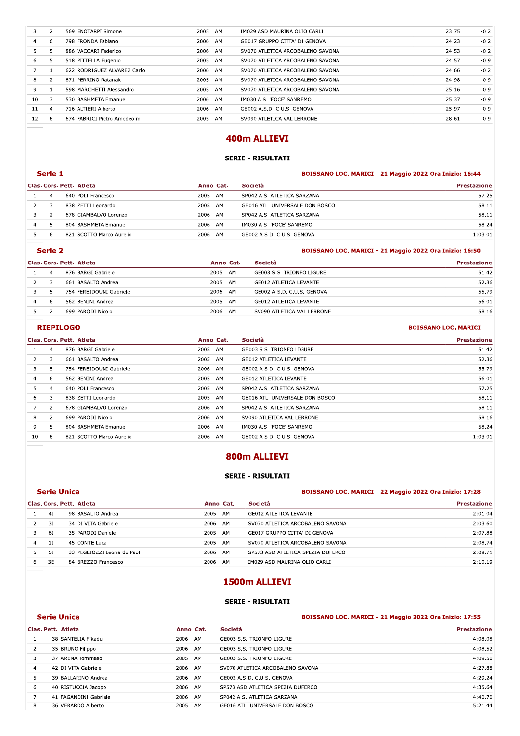| | | | | | | | | |
|---|---|---|---|---|---|---|---|---|
| 3 | 2 | 569 ENOTARPI Simone | 2005 | AM | IM029 ASD MAURINA OLIO CARLI | 23.75 | -0.2 |
| 4 | 6 | 798 FRONDA Fabiano | 2006 | AM | GE017 GRUPPO CITTA' DI GENOVA | 24.23 | -0.2 |
| 5 | 5 | 886 VACCARI Federico | 2006 | AM | SV070 ATLETICA ARCOBALENO SAVONA | 24.53 | -0.2 |
| 6 | 5 | 518 PITTELLA Eugenio | 2005 | AM | SV070 ATLETICA ARCOBALENO SAVONA | 24.57 | -0.9 |
| 7 | 1 | 622 RODRIGUEZ ALVAREZ Carlo | 2006 | AM | SV070 ATLETICA ARCOBALENO SAVONA | 24.66 | -0.2 |
| 8 | 2 | 871 PERRINO Ratanak | 2005 | AM | SV070 ATLETICA ARCOBALENO SAVONA | 24.98 | -0.9 |
| 9 | 1 | 598 MARCHETTI Alessandro | 2005 | AM | SV070 ATLETICA ARCOBALENO SAVONA | 25.16 | -0.9 |
| 10 | 3 | 530 BASHMETA Emanuel | 2006 | AM | IM030 A.S. 'FOCE' SANREMO | 25.37 | -0.9 |
| 11 | 4 | 716 ALTIERI Alberto | 2006 | AM | GE002 A.S.D. C.U.S. GENOVA | 25.97 | -0.9 |
| 12 | 6 | 674 FABRICI Pietro Amedeo m | 2005 | AM | SV090 ATLETICA VAL LERRONE | 28.61 | -0.9 |

# 400m ALLIEVI

### SERIE - RISULTATI

**Serie 1** — BOISSANO LOC. MARICI - 21 Maggio 2022 Ora Inizio: 16:44

| Clas. | Cors. | Pett. Atleta | Anno | Cat. | Società | Prestazione |
|---|---|---|---|---|---|---|
| 1 | 4 | 640 POLI Francesco | 2005 | AM | SP042 A.S. ATLETICA SARZANA | 57.25 |
| 2 | 3 | 838 ZETTI Leonardo | 2005 | AM | GE016 ATL. UNIVERSALE DON BOSCO | 58.11 |
| 3 | 2 | 678 GIAMBALVO Lorenzo | 2006 | AM | SP042 A.S. ATLETICA SARZANA | 58.11 |
| 4 | 5 | 804 BASHMETA Emanuel | 2006 | AM | IM030 A.S. 'FOCE' SANREMO | 58.24 |
| 5 | 6 | 821 SCOTTO Marco Aurelio | 2006 | AM | GE002 A.S.D. C.U.S. GENOVA | 1:03.01 |

**Serie 2** — BOISSANO LOC. MARICI - 21 Maggio 2022 Ora Inizio: 16:50

| Clas. | Cors. | Pett. Atleta | Anno | Cat. | Società | Prestazione |
|---|---|---|---|---|---|---|
| 1 | 4 | 876 BARGI Gabriele | 2005 | AM | GE003 S.S. TRIONFO LIGURE | 51.42 |
| 2 | 3 | 661 BASALTO Andrea | 2005 | AM | GE012 ATLETICA LEVANTE | 52.36 |
| 3 | 5 | 754 FEREIDOUNI Gabriele | 2006 | AM | GE002 A.S.D. C.U.S. GENOVA | 55.79 |
| 4 | 6 | 562 BENINI Andrea | 2005 | AM | GE012 ATLETICA LEVANTE | 56.01 |
| 5 | 2 | 699 PARODI Nicolo | 2006 | AM | SV090 ATLETICA VAL LERRONE | 58.16 |

**RIEPILOGO** — BOISSANO LOC. MARICI

| Clas. | Cors. | Pett. Atleta | Anno | Cat. | Società | Prestazione |
|---|---|---|---|---|---|---|
| 1 | 4 | 876 BARGI Gabriele | 2005 | AM | GE003 S.S. TRIONFO LIGURE | 51.42 |
| 2 | 3 | 661 BASALTO Andrea | 2005 | AM | GE012 ATLETICA LEVANTE | 52.36 |
| 3 | 5 | 754 FEREIDOUNI Gabriele | 2006 | AM | GE002 A.S.D. C.U.S. GENOVA | 55.79 |
| 4 | 6 | 562 BENINI Andrea | 2005 | AM | GE012 ATLETICA LEVANTE | 56.01 |
| 5 | 4 | 640 POLI Francesco | 2005 | AM | SP042 A.S. ATLETICA SARZANA | 57.25 |
| 6 | 3 | 838 ZETTI Leonardo | 2005 | AM | GE016 ATL. UNIVERSALE DON BOSCO | 58.11 |
| 7 | 2 | 678 GIAMBALVO Lorenzo | 2006 | AM | SP042 A.S. ATLETICA SARZANA | 58.11 |
| 8 | 2 | 699 PARODI Nicolo | 2006 | AM | SV090 ATLETICA VAL LERRONE | 58.16 |
| 9 | 5 | 804 BASHMETA Emanuel | 2006 | AM | IM030 A.S. 'FOCE' SANREMO | 58.24 |
| 10 | 6 | 821 SCOTTO Marco Aurelio | 2006 | AM | GE002 A.S.D. C.U.S. GENOVA | 1:03.01 |

# 800m ALLIEVI

### SERIE - RISULTATI

**Serie Unica** — BOISSANO LOC. MARICI - 22 Maggio 2022 Ora Inizio: 17:28

| Clas. | Cors. | Pett. Atleta | Anno | Cat. | Società | Prestazione |
|---|---|---|---|---|---|---|
| 1 | 4I | 98 BASALTO Andrea | 2005 | AM | GE012 ATLETICA LEVANTE | 2:01.04 |
| 2 | 3I | 34 DI VITA Gabriele | 2006 | AM | SV070 ATLETICA ARCOBALENO SAVONA | 2:03.60 |
| 3 | 6I | 35 PARODI Daniele | 2005 | AM | GE017 GRUPPO CITTA' DI GENOVA | 2:07.88 |
| 4 | 1I | 45 CONTE Luca | 2005 | AM | SV070 ATLETICA ARCOBALENO SAVONA | 2:08.74 |
| 5 | 5I | 33 MIGLIOZZI Leonardo Paol | 2006 | AM | SP573 ASD ATLETICA SPEZIA DUFERCO | 2:09.71 |
| 6 | 3E | 84 BREZZO Francesco | 2006 | AM | IM029 ASD MAURINA OLIO CARLI | 2:10.19 |

# 1500m ALLIEVI

### SERIE - RISULTATI

**Serie Unica** — BOISSANO LOC. MARICI - 21 Maggio 2022 Ora Inizio: 17:55

| Clas. | Pett. Atleta | Anno | Cat. | Società | Prestazione |
|---|---|---|---|---|---|
| 1 | 38 SANTELIA Fikadu | 2006 | AM | GE003 S.S. TRIONFO LIGURE | 4:08.08 |
| 2 | 35 BRUNO Filippo | 2006 | AM | GE003 S.S. TRIONFO LIGURE | 4:08.52 |
| 3 | 37 ARENA Tommaso | 2005 | AM | GE003 S.S. TRIONFO LIGURE | 4:09.50 |
| 4 | 42 DI VITA Gabriele | 2006 | AM | SV070 ATLETICA ARCOBALENO SAVONA | 4:27.88 |
| 5 | 39 BALLARINO Andrea | 2006 | AM | GE002 A.S.D. C.U.S. GENOVA | 4:29.24 |
| 6 | 40 RISTUCCIA Jacopo | 2006 | AM | SP573 ASD ATLETICA SPEZIA DUFERCO | 4:35.64 |
| 7 | 41 FAGANDINI Gabriele | 2006 | AM | SP042 A.S. ATLETICA SARZANA | 4:40.70 |
| 8 | 36 VERARDO Alberto | 2005 | AM | GE016 ATL. UNIVERSALE DON BOSCO | 5:21.44 |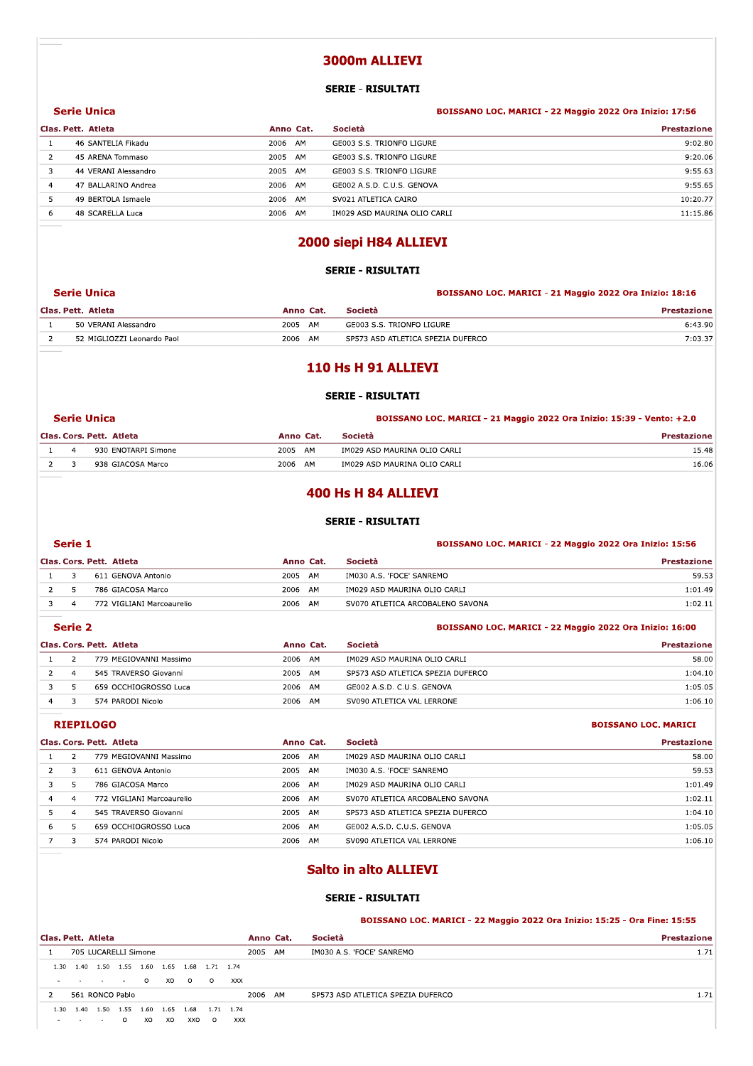# 3000m ALLIEVI

### SERIE - RISULTATI

**Serie Unica** — BOISSANO LOC. MARICI - 22 Maggio 2022 Ora Inizio: 17:56

| Clas. | Pett. | Atleta | Anno | Cat. | Società | Prestazione |
|---|---|---|---|---|---|---|
| 1 | 46 | SANTELIA Fikadu | 2006 | AM | GE003 S.S. TRIONFO LIGURE | 9:02.80 |
| 2 | 45 | ARENA Tommaso | 2005 | AM | GE003 S.S. TRIONFO LIGURE | 9:20.06 |
| 3 | 44 | VERANI Alessandro | 2005 | AM | GE003 S.S. TRIONFO LIGURE | 9:55.63 |
| 4 | 47 | BALLARINO Andrea | 2006 | AM | GE002 A.S.D. C.U.S. GENOVA | 9:55.65 |
| 5 | 49 | BERTOLA Ismaele | 2006 | AM | SV021 ATLETICA CAIRO | 10:20.77 |
| 6 | 48 | SCARELLA Luca | 2006 | AM | IM029 ASD MAURINA OLIO CARLI | 11:15.86 |

# 2000 siepi H84 ALLIEVI

### SERIE - RISULTATI

**Serie Unica** — BOISSANO LOC. MARICI - 21 Maggio 2022 Ora Inizio: 18:16

| Clas. | Pett. | Atleta | Anno | Cat. | Società | Prestazione |
|---|---|---|---|---|---|---|
| 1 | 50 | VERANI Alessandro | 2005 | AM | GE003 S.S. TRIONFO LIGURE | 6:43.90 |
| 2 | 52 | MIGLIOZZI Leonardo Paol | 2006 | AM | SP573 ASD ATLETICA SPEZIA DUFERCO | 7:03.37 |

# 110 Hs H 91 ALLIEVI

### SERIE - RISULTATI

**Serie Unica** — BOISSANO LOC. MARICI - 21 Maggio 2022 Ora Inizio: 15:39 - Vento: +2.0

| Clas. | Cors. | Pett. | Atleta | Anno | Cat. | Società | Prestazione |
|---|---|---|---|---|---|---|---|
| 1 | 4 | 930 | ENOTARPI Simone | 2005 | AM | IM029 ASD MAURINA OLIO CARLI | 15.48 |
| 2 | 3 | 938 | GIACOSA Marco | 2006 | AM | IM029 ASD MAURINA OLIO CARLI | 16.06 |

# 400 Hs H 84 ALLIEVI

### SERIE - RISULTATI

**Serie 1** — BOISSANO LOC. MARICI - 22 Maggio 2022 Ora Inizio: 15:56

| Clas. | Cors. | Pett. | Atleta | Anno | Cat. | Società | Prestazione |
|---|---|---|---|---|---|---|---|
| 1 | 3 | 611 | GENOVA Antonio | 2005 | AM | IM030 A.S. 'FOCE' SANREMO | 59.53 |
| 2 | 5 | 786 | GIACOSA Marco | 2006 | AM | IM029 ASD MAURINA OLIO CARLI | 1:01.49 |
| 3 | 4 | 772 | VIGLIANI Marcoaurelio | 2006 | AM | SV070 ATLETICA ARCOBALENO SAVONA | 1:02.11 |

**Serie 2** — BOISSANO LOC. MARICI - 22 Maggio 2022 Ora Inizio: 16:00

| Clas. | Cors. | Pett. | Atleta | Anno | Cat. | Società | Prestazione |
|---|---|---|---|---|---|---|---|
| 1 | 2 | 779 | MEGIOVANNI Massimo | 2006 | AM | IM029 ASD MAURINA OLIO CARLI | 58.00 |
| 2 | 4 | 545 | TRAVERSO Giovanni | 2005 | AM | SP573 ASD ATLETICA SPEZIA DUFERCO | 1:04.10 |
| 3 | 5 | 659 | OCCHIOGROSSO Luca | 2006 | AM | GE002 A.S.D. C.U.S. GENOVA | 1:05.05 |
| 4 | 3 | 574 | PARODI Nicolo | 2006 | AM | SV090 ATLETICA VAL LERRONE | 1:06.10 |

**RIEPILOGO** — BOISSANO LOC. MARICI

| Clas. | Cors. | Pett. | Atleta | Anno | Cat. | Società | Prestazione |
|---|---|---|---|---|---|---|---|
| 1 | 2 | 779 | MEGIOVANNI Massimo | 2006 | AM | IM029 ASD MAURINA OLIO CARLI | 58.00 |
| 2 | 3 | 611 | GENOVA Antonio | 2005 | AM | IM030 A.S. 'FOCE' SANREMO | 59.53 |
| 3 | 5 | 786 | GIACOSA Marco | 2006 | AM | IM029 ASD MAURINA OLIO CARLI | 1:01.49 |
| 4 | 4 | 772 | VIGLIANI Marcoaurelio | 2006 | AM | SV070 ATLETICA ARCOBALENO SAVONA | 1:02.11 |
| 5 | 4 | 545 | TRAVERSO Giovanni | 2005 | AM | SP573 ASD ATLETICA SPEZIA DUFERCO | 1:04.10 |
| 6 | 5 | 659 | OCCHIOGROSSO Luca | 2006 | AM | GE002 A.S.D. C.U.S. GENOVA | 1:05.05 |
| 7 | 3 | 574 | PARODI Nicolo | 2006 | AM | SV090 ATLETICA VAL LERRONE | 1:06.10 |

# Salto in alto ALLIEVI

### SERIE - RISULTATI

BOISSANO LOC. MARICI - 22 Maggio 2022 Ora Inizio: 15:25 - Ora Fine: 15:55

| Clas. | Pett. | Atleta | Anno | Cat. | Società | Prestazione |
|---|---|---|---|---|---|---|
| 1 | 705 | LUCARELLI Simone | 2005 | AM | IM030 A.S. 'FOCE' SANREMO | 1.71 |
| 2 | 561 | RONCO Pablo | 2006 | AM | SP573 ASD ATLETICA SPEZIA DUFERCO | 1.71 |

LUCARELLI Simone:

| 1.30 | 1.40 | 1.50 | 1.55 | 1.60 | 1.65 | 1.68 | 1.71 | 1.74 |
|---|---|---|---|---|---|---|---|---|
| - | - | - | - | O | XO | O | O | XXX |

RONCO Pablo:

| 1.30 | 1.40 | 1.50 | 1.55 | 1.60 | 1.65 | 1.68 | 1.71 | 1.74 |
|---|---|---|---|---|---|---|---|---|
| - | - | - | O | XO | XO | XXO | O | XXX |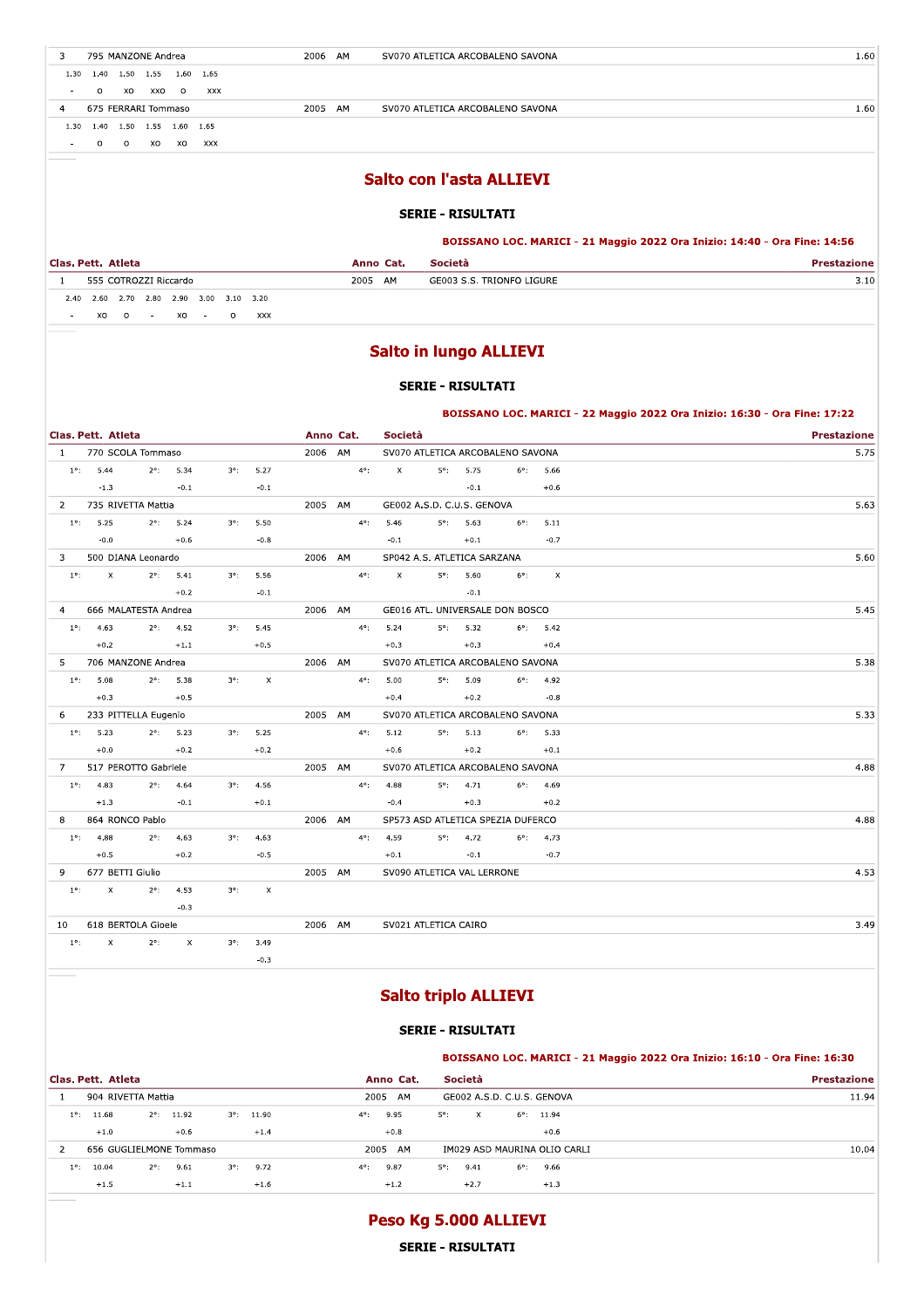| Clas. | Pett. | Atleta | Anno | Cat. | Società | Prestazione |
|---|---|---|---|---|---|---|
| 3 | 795 | MANZONE Andrea | 2006 | AM | SV070 ATLETICA ARCOBALENO SAVONA | 1.60 |
| | | 1.30 1.40 1.50 1.55 1.60 1.65 / - O XO XXO O XXX | | | | |
| 4 | 675 | FERRARI Tommaso | 2005 | AM | SV070 ATLETICA ARCOBALENO SAVONA | 1.60 |
| | | 1.30 1.40 1.50 1.55 1.60 1.65 / - O O XO XO XXX | | | | |

## Salto con l'asta ALLIEVI

### SERIE - RISULTATI

**BOISSANO LOC. MARICI - 21 Maggio 2022 Ora Inizio: 14:40 - Ora Fine: 14:56**

| Clas. | Pett. | Atleta | Anno | Cat. | Società | Prestazione |
|---|---|---|---|---|---|---|
| 1 | 555 | COTROZZI Riccardo | 2005 | AM | GE003 S.S. TRIONFO LIGURE | 3.10 |
| | | 2.40 2.60 2.70 2.80 2.90 3.00 3.10 3.20 / - XO O - XO - O XXX | | | | |

## Salto in lungo ALLIEVI

### SERIE - RISULTATI

**BOISSANO LOC. MARICI - 22 Maggio 2022 Ora Inizio: 16:30 - Ora Fine: 17:22**

| Clas. | Pett. | Atleta | Anno | Cat. | Società | Prestazione |
|---|---|---|---|---|---|---|
| 1 | 770 | SCOLA Tommaso | 2006 | AM | SV070 ATLETICA ARCOBALENO SAVONA | 5.75 |
| | | 1°: 5.44 (-1.3) 2°: 5.34 (-0.1) 3°: 5.27 (-0.1) 4°: X 5°: 5.75 (-0.1) 6°: 5.66 (+0.6) | | | | |
| 2 | 735 | RIVETTA Mattia | 2005 | AM | GE002 A.S.D. C.U.S. GENOVA | 5.63 |
| | | 1°: 5.25 (-0.0) 2°: 5.24 (+0.6) 3°: 5.50 (-0.8) 4°: 5.46 (-0.1) 5°: 5.63 (+0.1) 6°: 5.11 (-0.7) | | | | |
| 3 | 500 | DIANA Leonardo | 2006 | AM | SP042 A.S. ATLETICA SARZANA | 5.60 |
| | | 1°: X 2°: 5.41 (+0.2) 3°: 5.56 (-0.1) 4°: X 5°: 5.60 (-0.1) 6°: X | | | | |
| 4 | 666 | MALATESTA Andrea | 2006 | AM | GE016 ATL. UNIVERSALE DON BOSCO | 5.45 |
| | | 1°: 4.63 (+0.2) 2°: 4.52 (+1.1) 3°: 5.45 (+0.5) 4°: 5.24 (+0.3) 5°: 5.32 (+0.3) 6°: 5.42 (+0.4) | | | | |
| 5 | 706 | MANZONE Andrea | 2006 | AM | SV070 ATLETICA ARCOBALENO SAVONA | 5.38 |
| | | 1°: 5.08 (+0.3) 2°: 5.38 (+0.5) 3°: X 4°: 5.00 (+0.4) 5°: 5.09 (+0.2) 6°: 4.92 (-0.8) | | | | |
| 6 | 233 | PITTELLA Eugenio | 2005 | AM | SV070 ATLETICA ARCOBALENO SAVONA | 5.33 |
| | | 1°: 5.23 (+0.0) 2°: 5.23 (+0.2) 3°: 5.25 (+0.2) 4°: 5.12 (+0.6) 5°: 5.13 (+0.2) 6°: 5.33 (+0.1) | | | | |
| 7 | 517 | PEROTTO Gabriele | 2005 | AM | SV070 ATLETICA ARCOBALENO SAVONA | 4.88 |
| | | 1°: 4.83 (+1.3) 2°: 4.64 (-0.1) 3°: 4.56 (+0.1) 4°: 4.88 (-0.4) 5°: 4.71 (+0.3) 6°: 4.69 (+0.2) | | | | |
| 8 | 864 | RONCO Pablo | 2006 | AM | SP573 ASD ATLETICA SPEZIA DUFERCO | 4.88 |
| | | 1°: 4.88 (+0.5) 2°: 4.63 (+0.2) 3°: 4.63 (-0.5) 4°: 4.59 (+0.1) 5°: 4.72 (-0.1) 6°: 4.73 (-0.7) | | | | |
| 9 | 677 | BETTI Giulio | 2005 | AM | SV090 ATLETICA VAL LERRONE | 4.53 |
| | | 1°: X 2°: 4.53 (-0.3) 3°: X | | | | |
| 10 | 618 | BERTOLA Gioele | 2006 | AM | SV021 ATLETICA CAIRO | 3.49 |
| | | 1°: X 2°: X 3°: 3.49 (-0.3) | | | | |

## Salto triplo ALLIEVI

### SERIE - RISULTATI

**BOISSANO LOC. MARICI - 21 Maggio 2022 Ora Inizio: 16:10 - Ora Fine: 16:30**

| Clas. | Pett. | Atleta | Anno | Cat. | Società | Prestazione |
|---|---|---|---|---|---|---|
| 1 | 904 | RIVETTA Mattia | 2005 | AM | GE002 A.S.D. C.U.S. GENOVA | 11.94 |
| | | 1°: 11.68 (+1.0) 2°: 11.92 (+0.6) 3°: 11.90 (+1.4) 4°: 9.95 (+0.8) 5°: X 6°: 11.94 (+0.6) | | | | |
| 2 | 656 | GUGLIELMONE Tommaso | 2005 | AM | IM029 ASD MAURINA OLIO CARLI | 10.04 |
| | | 1°: 10.04 (+1.5) 2°: 9.61 (+1.1) 3°: 9.72 (+1.6) 4°: 9.87 (+1.2) 5°: 9.41 (+2.7) 6°: 9.66 (+1.3) | | | | |

## Peso Kg 5.000 ALLIEVI

### SERIE - RISULTATI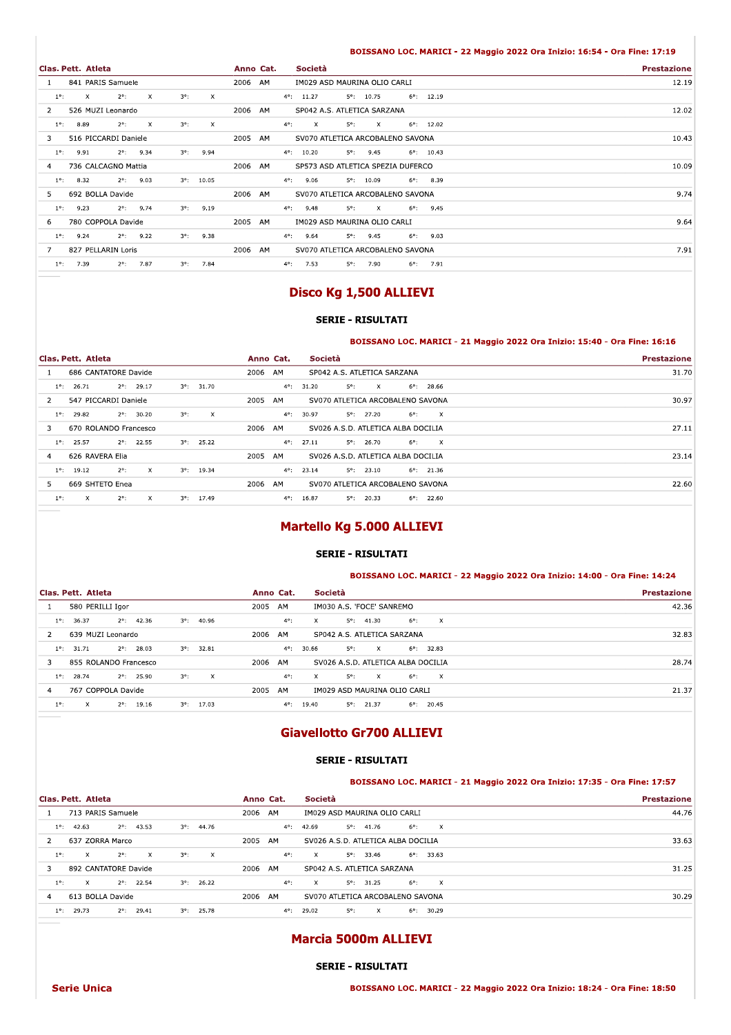BOISSANO LOC. MARICI - 22 Maggio 2022 Ora Inizio: 16:54 - Ora Fine: 17:19

| Clas. | Pett. | Atleta | Anno | Cat. | Società | Prestazione |
|---|---|---|---|---|---|---|
| 1 | 841 | PARIS Samuele | 2006 | AM | IM029 ASD MAURINA OLIO CARLI | 12.19 |
| | | 1°: X 2°: X 3°: X 4°: 11.27 5°: 10.75 6°: 12.19 | | | | |
| 2 | 526 | MUZI Leonardo | 2006 | AM | SP042 A.S. ATLETICA SARZANA | 12.02 |
| | | 1°: 8.89 2°: X 3°: X 4°: X 5°: X 6°: 12.02 | | | | |
| 3 | 516 | PICCARDI Daniele | 2005 | AM | SV070 ATLETICA ARCOBALENO SAVONA | 10.43 |
| | | 1°: 9.91 2°: 9.34 3°: 9.94 4°: 10.20 5°: 9.45 6°: 10.43 | | | | |
| 4 | 736 | CALCAGNO Mattia | 2006 | AM | SP573 ASD ATLETICA SPEZIA DUFERCO | 10.09 |
| | | 1°: 8.32 2°: 9.03 3°: 10.05 4°: 9.06 5°: 10.09 6°: 8.39 | | | | |
| 5 | 692 | BOLLA Davide | 2006 | AM | SV070 ATLETICA ARCOBALENO SAVONA | 9.74 |
| | | 1°: 9.23 2°: 9.74 3°: 9.19 4°: 9.48 5°: X 6°: 9.45 | | | | |
| 6 | 780 | COPPOLA Davide | 2005 | AM | IM029 ASD MAURINA OLIO CARLI | 9.64 |
| | | 1°: 9.24 2°: 9.22 3°: 9.38 4°: 9.64 5°: 9.45 6°: 9.03 | | | | |
| 7 | 827 | PELLARIN Loris | 2006 | AM | SV070 ATLETICA ARCOBALENO SAVONA | 7.91 |
| | | 1°: 7.39 2°: 7.87 3°: 7.84 4°: 7.53 5°: 7.90 6°: 7.91 | | | | |

## Disco Kg 1,500 ALLIEVI

### SERIE - RISULTATI

BOISSANO LOC. MARICI - 21 Maggio 2022 Ora Inizio: 15:40 - Ora Fine: 16:16

| Clas. | Pett. | Atleta | Anno | Cat. | Società | Prestazione |
|---|---|---|---|---|---|---|
| 1 | 686 | CANTATORE Davide | 2006 | AM | SP042 A.S. ATLETICA SARZANA | 31.70 |
| | | 1°: 26.71 2°: 29.17 3°: 31.70 4°: 31.20 5°: X 6°: 28.66 | | | | |
| 2 | 547 | PICCARDI Daniele | 2005 | AM | SV070 ATLETICA ARCOBALENO SAVONA | 30.97 |
| | | 1°: 29.82 2°: 30.20 3°: X 4°: 30.97 5°: 27.20 6°: X | | | | |
| 3 | 670 | ROLANDO Francesco | 2006 | AM | SV026 A.S.D. ATLETICA ALBA DOCILIA | 27.11 |
| | | 1°: 25.57 2°: 22.55 3°: 25.22 4°: 27.11 5°: 26.70 6°: X | | | | |
| 4 | 626 | RAVERA Elia | 2005 | AM | SV026 A.S.D. ATLETICA ALBA DOCILIA | 23.14 |
| | | 1°: 19.12 2°: X 3°: 19.34 4°: 23.14 5°: 23.10 6°: 21.36 | | | | |
| 5 | 669 | SHTETO Enea | 2006 | AM | SV070 ATLETICA ARCOBALENO SAVONA | 22.60 |
| | | 1°: X 2°: X 3°: 17.49 4°: 16.87 5°: 20.33 6°: 22.60 | | | | |

## Martello Kg 5.000 ALLIEVI

### SERIE - RISULTATI

BOISSANO LOC. MARICI - 22 Maggio 2022 Ora Inizio: 14:00 - Ora Fine: 14:24

| Clas. | Pett. | Atleta | Anno | Cat. | Società | Prestazione |
|---|---|---|---|---|---|---|
| 1 | 580 | PERILLI Igor | 2005 | AM | IM030 A.S. 'FOCE' SANREMO | 42.36 |
| | | 1°: 36.37 2°: 42.36 3°: 40.96 4°: X 5°: 41.30 6°: X | | | | |
| 2 | 639 | MUZI Leonardo | 2006 | AM | SP042 A.S. ATLETICA SARZANA | 32.83 |
| | | 1°: 31.71 2°: 28.03 3°: 32.81 4°: 30.66 5°: X 6°: 32.83 | | | | |
| 3 | 855 | ROLANDO Francesco | 2006 | AM | SV026 A.S.D. ATLETICA ALBA DOCILIA | 28.74 |
| | | 1°: 28.74 2°: 25.90 3°: X 4°: X 5°: X 6°: X | | | | |
| 4 | 767 | COPPOLA Davide | 2005 | AM | IM029 ASD MAURINA OLIO CARLI | 21.37 |
| | | 1°: X 2°: 19.16 3°: 17.03 4°: 19.40 5°: 21.37 6°: 20.45 | | | | |

## Giavellotto Gr700 ALLIEVI

### SERIE - RISULTATI

BOISSANO LOC. MARICI - 21 Maggio 2022 Ora Inizio: 17:35 - Ora Fine: 17:57

| Clas. | Pett. | Atleta | Anno | Cat. | Società | Prestazione |
|---|---|---|---|---|---|---|
| 1 | 713 | PARIS Samuele | 2006 | AM | IM029 ASD MAURINA OLIO CARLI | 44.76 |
| | | 1°: 42.63 2°: 43.53 3°: 44.76 4°: 42.69 5°: 41.76 6°: X | | | | |
| 2 | 637 | ZORRA Marco | 2005 | AM | SV026 A.S.D. ATLETICA ALBA DOCILIA | 33.63 |
| | | 1°: X 2°: X 3°: X 4°: X 5°: 33.46 6°: 33.63 | | | | |
| 3 | 892 | CANTATORE Davide | 2006 | AM | SP042 A.S. ATLETICA SARZANA | 31.25 |
| | | 1°: X 2°: 22.54 3°: 26.22 4°: X 5°: 31.25 6°: X | | | | |
| 4 | 613 | BOLLA Davide | 2006 | AM | SV070 ATLETICA ARCOBALENO SAVONA | 30.29 |
| | | 1°: 29.73 2°: 29.41 3°: 25.78 4°: 29.02 5°: X 6°: 30.29 | | | | |

## Marcia 5000m ALLIEVI

### SERIE - RISULTATI

**Serie Unica**

BOISSANO LOC. MARICI - 22 Maggio 2022 Ora Inizio: 18:24 - Ora Fine: 18:50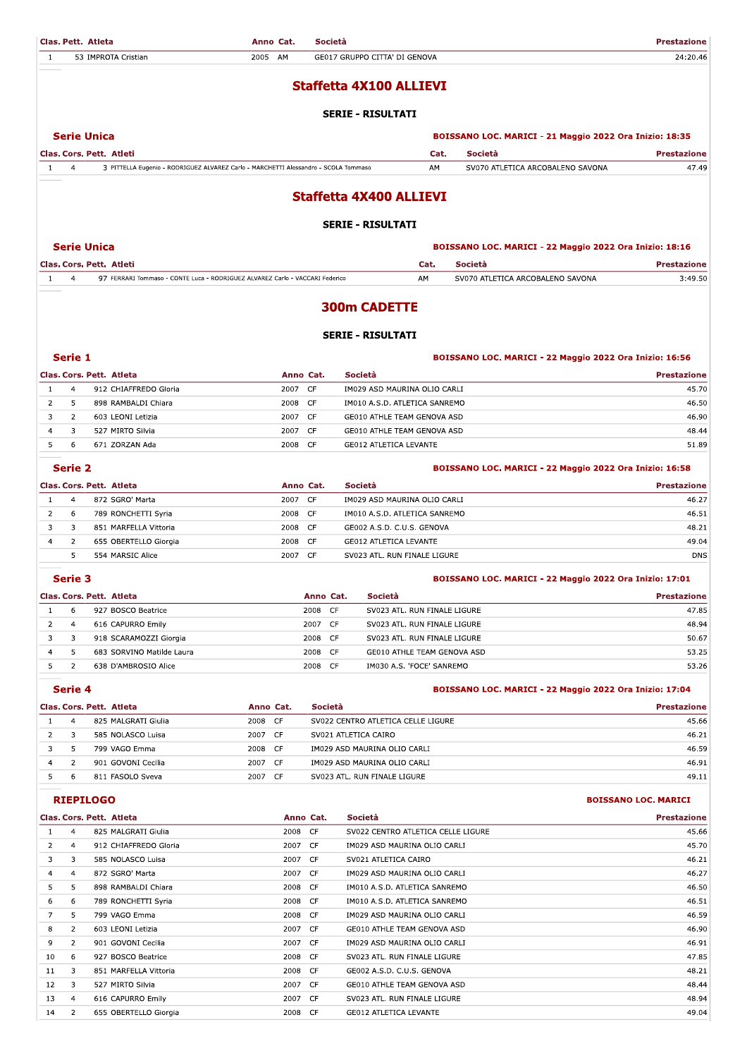| Clas. | Pett. | Atleta | Anno | Cat. | Società | Prestazione |
|---|---|---|---|---|---|---|
| 1 | 53 | IMPROTA Cristian | 2005 | AM | GE017 GRUPPO CITTA' DI GENOVA | 24:20.46 |

## Staffetta 4X100 ALLIEVI

**SERIE - RISULTATI**

### Serie Unica

**BOISSANO LOC. MARICI - 21 Maggio 2022 Ora Inizio: 18:35**

| Clas. | Cors. | Pett. | Atleti | Cat. | Società | Prestazione |
|---|---|---|---|---|---|---|
| 1 | 4 | 3 | PITTELLA Eugenio - RODRIGUEZ ALVAREZ Carlo - MARCHETTI Alessandro - SCOLA Tommaso | AM | SV070 ATLETICA ARCOBALENO SAVONA | 47.49 |

## Staffetta 4X400 ALLIEVI

**SERIE - RISULTATI**

### Serie Unica

**BOISSANO LOC. MARICI - 22 Maggio 2022 Ora Inizio: 18:16**

| Clas. | Cors. | Pett. | Atleti | Cat. | Società | Prestazione |
|---|---|---|---|---|---|---|
| 1 | 4 | 97 | FERRARI Tommaso - CONTE Luca - RODRIGUEZ ALVAREZ Carlo - VACCARI Federico | AM | SV070 ATLETICA ARCOBALENO SAVONA | 3:49.50 |

## 300m CADETTE

**SERIE - RISULTATI**

### Serie 1

**BOISSANO LOC. MARICI - 22 Maggio 2022 Ora Inizio: 16:56**

| Clas. | Cors. | Pett. | Atleta | Anno | Cat. | Società | Prestazione |
|---|---|---|---|---|---|---|---|
| 1 | 4 | 912 | CHIAFFREDO Gloria | 2007 | CF | IM029 ASD MAURINA OLIO CARLI | 45.70 |
| 2 | 5 | 898 | RAMBALDI Chiara | 2008 | CF | IM010 A.S.D. ATLETICA SANREMO | 46.50 |
| 3 | 2 | 603 | LEONI Letizia | 2007 | CF | GE010 ATHLE TEAM GENOVA ASD | 46.90 |
| 4 | 3 | 527 | MIRTO Silvia | 2007 | CF | GE010 ATHLE TEAM GENOVA ASD | 48.44 |
| 5 | 6 | 671 | ZORZAN Ada | 2008 | CF | GE012 ATLETICA LEVANTE | 51.89 |

### Serie 2

**BOISSANO LOC. MARICI - 22 Maggio 2022 Ora Inizio: 16:58**

| Clas. | Cors. | Pett. | Atleta | Anno | Cat. | Società | Prestazione |
|---|---|---|---|---|---|---|---|
| 1 | 4 | 872 | SGRO' Marta | 2007 | CF | IM029 ASD MAURINA OLIO CARLI | 46.27 |
| 2 | 6 | 789 | RONCHETTI Syria | 2008 | CF | IM010 A.S.D. ATLETICA SANREMO | 46.51 |
| 3 | 3 | 851 | MARFELLA Vittoria | 2008 | CF | GE002 A.S.D. C.U.S. GENOVA | 48.21 |
| 4 | 2 | 655 | OBERTELLO Giorgia | 2008 | CF | GE012 ATLETICA LEVANTE | 49.04 |
| | 5 | 554 | MARSIC Alice | 2007 | CF | SV023 ATL. RUN FINALE LIGURE | DNS |

### Serie 3

**BOISSANO LOC. MARICI - 22 Maggio 2022 Ora Inizio: 17:01**

| Clas. | Cors. | Pett. | Atleta | Anno | Cat. | Società | Prestazione |
|---|---|---|---|---|---|---|---|
| 1 | 6 | 927 | BOSCO Beatrice | 2008 | CF | SV023 ATL. RUN FINALE LIGURE | 47.85 |
| 2 | 4 | 616 | CAPURRO Emily | 2007 | CF | SV023 ATL. RUN FINALE LIGURE | 48.94 |
| 3 | 3 | 918 | SCARAMOZZI Giorgia | 2008 | CF | SV023 ATL. RUN FINALE LIGURE | 50.67 |
| 4 | 5 | 683 | SORVINO Matilde Laura | 2008 | CF | GE010 ATHLE TEAM GENOVA ASD | 53.25 |
| 5 | 2 | 638 | D'AMBROSIO Alice | 2008 | CF | IM030 A.S. 'FOCE' SANREMO | 53.26 |

### Serie 4

**BOISSANO LOC. MARICI - 22 Maggio 2022 Ora Inizio: 17:04**

| Clas. | Cors. | Pett. | Atleta | Anno | Cat. | Società | Prestazione |
|---|---|---|---|---|---|---|---|
| 1 | 4 | 825 | MALGRATI Giulia | 2008 | CF | SV022 CENTRO ATLETICA CELLE LIGURE | 45.66 |
| 2 | 3 | 585 | NOLASCO Luisa | 2007 | CF | SV021 ATLETICA CAIRO | 46.21 |
| 3 | 5 | 799 | VAGO Emma | 2008 | CF | IM029 ASD MAURINA OLIO CARLI | 46.59 |
| 4 | 2 | 901 | GOVONI Cecilia | 2007 | CF | IM029 ASD MAURINA OLIO CARLI | 46.91 |
| 5 | 6 | 811 | FASOLO Sveva | 2007 | CF | SV023 ATL. RUN FINALE LIGURE | 49.11 |

### RIEPILOGO

**BOISSANO LOC. MARICI**

| Clas. | Cors. | Pett. | Atleta | Anno | Cat. | Società | Prestazione |
|---|---|---|---|---|---|---|---|
| 1 | 4 | 825 | MALGRATI Giulia | 2008 | CF | SV022 CENTRO ATLETICA CELLE LIGURE | 45.66 |
| 2 | 4 | 912 | CHIAFFREDO Gloria | 2007 | CF | IM029 ASD MAURINA OLIO CARLI | 45.70 |
| 3 | 3 | 585 | NOLASCO Luisa | 2007 | CF | SV021 ATLETICA CAIRO | 46.21 |
| 4 | 4 | 872 | SGRO' Marta | 2007 | CF | IM029 ASD MAURINA OLIO CARLI | 46.27 |
| 5 | 5 | 898 | RAMBALDI Chiara | 2008 | CF | IM010 A.S.D. ATLETICA SANREMO | 46.50 |
| 6 | 6 | 789 | RONCHETTI Syria | 2008 | CF | IM010 A.S.D. ATLETICA SANREMO | 46.51 |
| 7 | 5 | 799 | VAGO Emma | 2008 | CF | IM029 ASD MAURINA OLIO CARLI | 46.59 |
| 8 | 2 | 603 | LEONI Letizia | 2007 | CF | GE010 ATHLE TEAM GENOVA ASD | 46.90 |
| 9 | 2 | 901 | GOVONI Cecilia | 2007 | CF | IM029 ASD MAURINA OLIO CARLI | 46.91 |
| 10 | 6 | 927 | BOSCO Beatrice | 2008 | CF | SV023 ATL. RUN FINALE LIGURE | 47.85 |
| 11 | 3 | 851 | MARFELLA Vittoria | 2008 | CF | GE002 A.S.D. C.U.S. GENOVA | 48.21 |
| 12 | 3 | 527 | MIRTO Silvia | 2007 | CF | GE010 ATHLE TEAM GENOVA ASD | 48.44 |
| 13 | 4 | 616 | CAPURRO Emily | 2007 | CF | SV023 ATL. RUN FINALE LIGURE | 48.94 |
| 14 | 2 | 655 | OBERTELLO Giorgia | 2008 | CF | GE012 ATLETICA LEVANTE | 49.04 |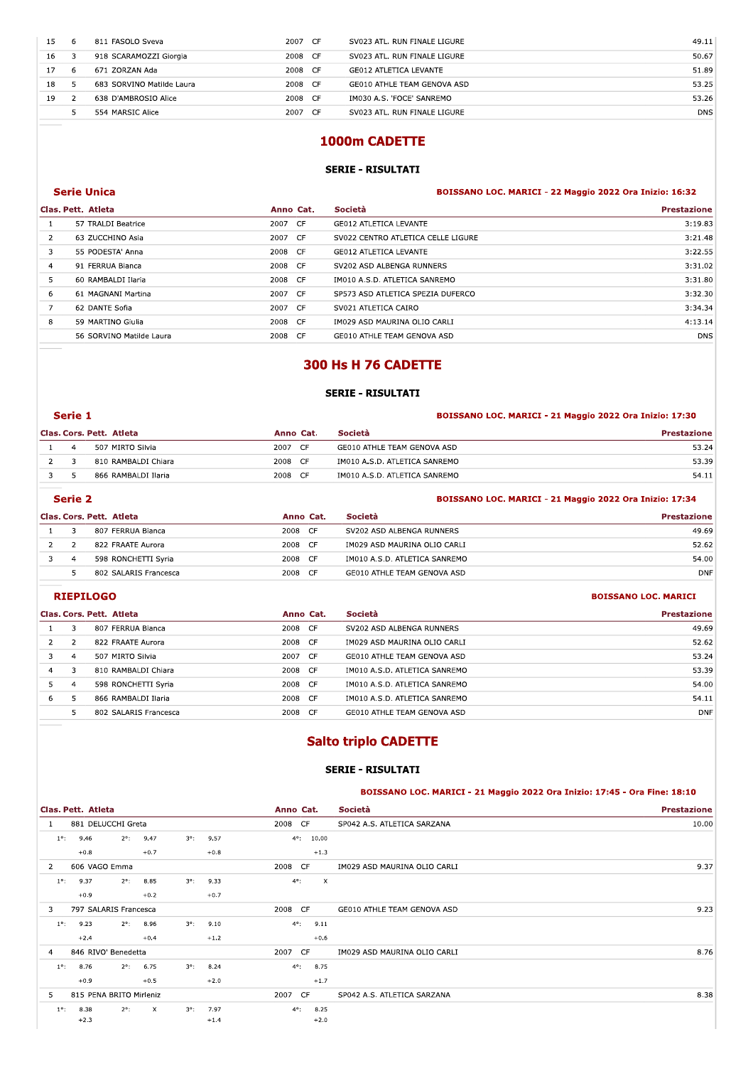| | | | | | | |
|---|---|---|---|---|---|---|
| 15 | 6 | 811 FASOLO Sveva | 2007 | CF | SV023 ATL. RUN FINALE LIGURE | 49.11 |
| 16 | 3 | 918 SCARAMOZZI Giorgia | 2008 | CF | SV023 ATL. RUN FINALE LIGURE | 50.67 |
| 17 | 6 | 671 ZORZAN Ada | 2008 | CF | GE012 ATLETICA LEVANTE | 51.89 |
| 18 | 5 | 683 SORVINO Matilde Laura | 2008 | CF | GE010 ATHLE TEAM GENOVA ASD | 53.25 |
| 19 | 2 | 638 D'AMBROSIO Alice | 2008 | CF | IM030 A.S. 'FOCE' SANREMO | 53.26 |
| | 5 | 554 MARSIC Alice | 2007 | CF | SV023 ATL. RUN FINALE LIGURE | DNS |

# 1000m CADETTE

## SERIE - RISULTATI

### Serie Unica

**BOISSANO LOC. MARICI - 22 Maggio 2022 Ora Inizio: 16:32**

| Clas. | Pett. | Atleta | Anno | Cat. | Società | Prestazione |
|---|---|---|---|---|---|---|
| 1 | 57 | TRALDI Beatrice | 2007 | CF | GE012 ATLETICA LEVANTE | 3:19.83 |
| 2 | 63 | ZUCCHINO Asia | 2007 | CF | SV022 CENTRO ATLETICA CELLE LIGURE | 3:21.48 |
| 3 | 55 | PODESTA' Anna | 2008 | CF | GE012 ATLETICA LEVANTE | 3:22.55 |
| 4 | 91 | FERRUA Bianca | 2008 | CF | SV202 ASD ALBENGA RUNNERS | 3:31.02 |
| 5 | 60 | RAMBALDI Ilaria | 2008 | CF | IM010 A.S.D. ATLETICA SANREMO | 3:31.80 |
| 6 | 61 | MAGNANI Martina | 2007 | CF | SP573 ASD ATLETICA SPEZIA DUFERCO | 3:32.30 |
| 7 | 62 | DANTE Sofia | 2007 | CF | SV021 ATLETICA CAIRO | 3:34.34 |
| 8 | 59 | MARTINO Giulia | 2008 | CF | IM029 ASD MAURINA OLIO CARLI | 4:13.14 |
| | 56 | SORVINO Matilde Laura | 2008 | CF | GE010 ATHLE TEAM GENOVA ASD | DNS |

# 300 Hs H 76 CADETTE

## SERIE - RISULTATI

### Serie 1

**BOISSANO LOC. MARICI - 21 Maggio 2022 Ora Inizio: 17:30**

| Clas. | Cors. | Pett. | Atleta | Anno | Cat. | Società | Prestazione |
|---|---|---|---|---|---|---|---|
| 1 | 4 | 507 | MIRTO Silvia | 2007 | CF | GE010 ATHLE TEAM GENOVA ASD | 53.24 |
| 2 | 3 | 810 | RAMBALDI Chiara | 2008 | CF | IM010 A.S.D. ATLETICA SANREMO | 53.39 |
| 3 | 5 | 866 | RAMBALDI Ilaria | 2008 | CF | IM010 A.S.D. ATLETICA SANREMO | 54.11 |

### Serie 2

**BOISSANO LOC. MARICI - 21 Maggio 2022 Ora Inizio: 17:34**

| Clas. | Cors. | Pett. | Atleta | Anno | Cat. | Società | Prestazione |
|---|---|---|---|---|---|---|---|
| 1 | 3 | 807 | FERRUA Bianca | 2008 | CF | SV202 ASD ALBENGA RUNNERS | 49.69 |
| 2 | 2 | 822 | FRAATE Aurora | 2008 | CF | IM029 ASD MAURINA OLIO CARLI | 52.62 |
| 3 | 4 | 598 | RONCHETTI Syria | 2008 | CF | IM010 A.S.D. ATLETICA SANREMO | 54.00 |
| | 5 | 802 | SALARIS Francesca | 2008 | CF | GE010 ATHLE TEAM GENOVA ASD | DNF |

### RIEPILOGO

**BOISSANO LOC. MARICI**

| Clas. | Cors. | Pett. | Atleta | Anno | Cat. | Società | Prestazione |
|---|---|---|---|---|---|---|---|
| 1 | 3 | 807 | FERRUA Bianca | 2008 | CF | SV202 ASD ALBENGA RUNNERS | 49.69 |
| 2 | 2 | 822 | FRAATE Aurora | 2008 | CF | IM029 ASD MAURINA OLIO CARLI | 52.62 |
| 3 | 4 | 507 | MIRTO Silvia | 2007 | CF | GE010 ATHLE TEAM GENOVA ASD | 53.24 |
| 4 | 3 | 810 | RAMBALDI Chiara | 2008 | CF | IM010 A.S.D. ATLETICA SANREMO | 53.39 |
| 5 | 4 | 598 | RONCHETTI Syria | 2008 | CF | IM010 A.S.D. ATLETICA SANREMO | 54.00 |
| 6 | 5 | 866 | RAMBALDI Ilaria | 2008 | CF | IM010 A.S.D. ATLETICA SANREMO | 54.11 |
| | 5 | 802 | SALARIS Francesca | 2008 | CF | GE010 ATHLE TEAM GENOVA ASD | DNF |

# Salto triplo CADETTE

## SERIE - RISULTATI

**BOISSANO LOC. MARICI - 21 Maggio 2022 Ora Inizio: 17:45 - Ora Fine: 18:10**

| Clas. | Pett. | Atleta | Anno | Cat. | Società | Prestazione |
|---|---|---|---|---|---|---|
| 1 | 881 | DELUCCHI Greta | 2008 | CF | SP042 A.S. ATLETICA SARZANA | 10.00 |
| | | 1°: 9.46 (+0.8) · 2°: 9.47 (+0.7) · 3°: 9.57 (+0.8) · 4°: 10.00 (+1.3) | | | | |
| 2 | 606 | VAGO Emma | 2008 | CF | IM029 ASD MAURINA OLIO CARLI | 9.37 |
| | | 1°: 9.37 (+0.9) · 2°: 8.85 (+0.2) · 3°: 9.33 (+0.7) · 4°: X | | | | |
| 3 | 797 | SALARIS Francesca | 2008 | CF | GE010 ATHLE TEAM GENOVA ASD | 9.23 |
| | | 1°: 9.23 (+2.4) · 2°: 8.96 (+0.4) · 3°: 9.10 (+1.2) · 4°: 9.11 (+0.6) | | | | |
| 4 | 846 | RIVO' Benedetta | 2007 | CF | IM029 ASD MAURINA OLIO CARLI | 8.76 |
| | | 1°: 8.76 (+0.9) · 2°: 6.75 (+0.5) · 3°: 8.24 (+2.0) · 4°: 8.75 (+1.7) | | | | |
| 5 | 815 | PENA BRITO Mirleniz | 2007 | CF | SP042 A.S. ATLETICA SARZANA | 8.38 |
| | | 1°: 8.38 (+2.3) · 2°: X · 3°: 7.97 (+1.4) · 4°: 8.25 (+2.0) | | | | |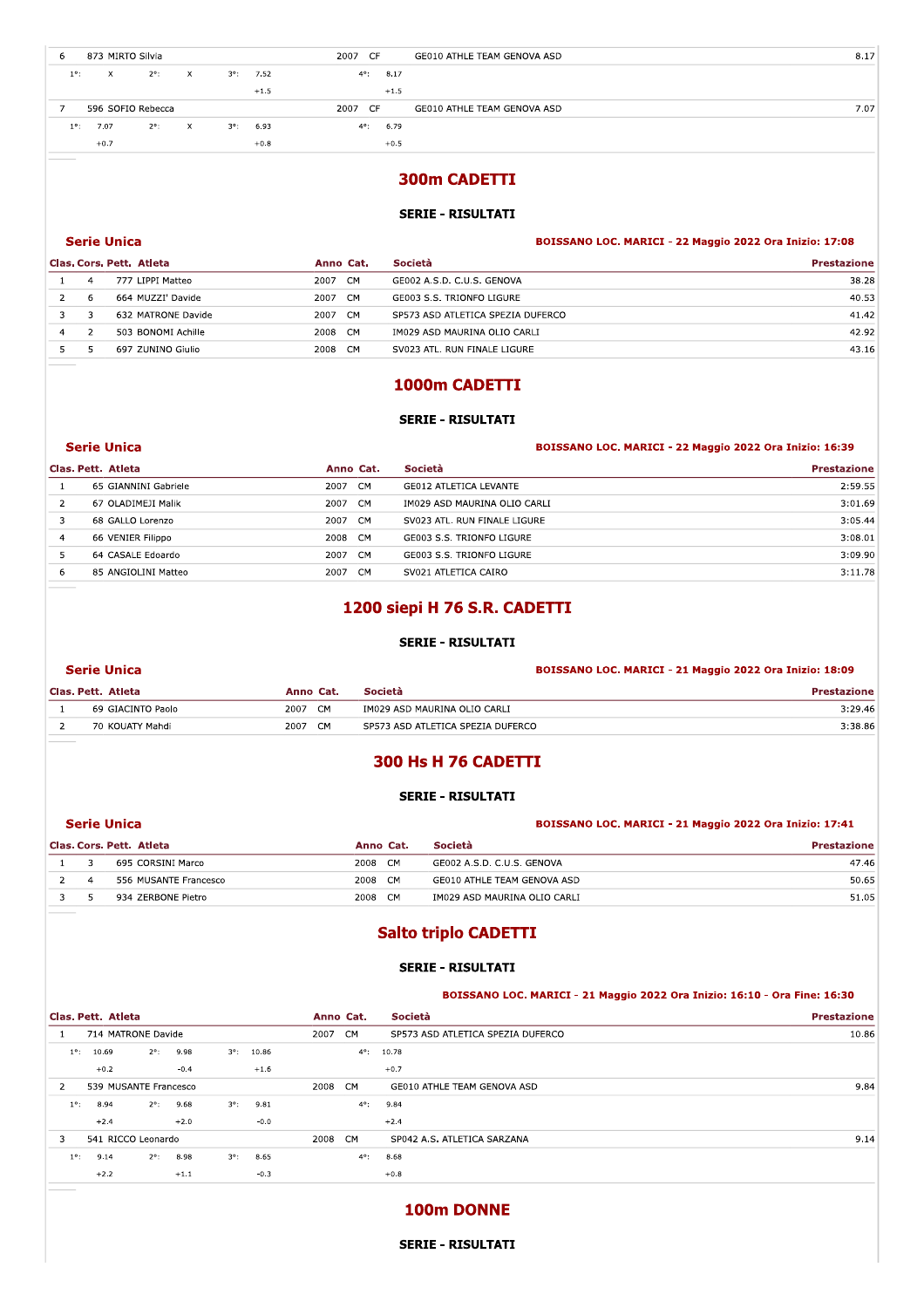| | | | | | | |
|---|---|---|---|---|---|---|
| 6 | 873 MIRTO Silvia | | 2007 | CF | GE010 ATHLE TEAM GENOVA ASD | 8.17 |
| 1°: X | 2°: X | 3°: 7.52 +1.5 | | 4°: 8.17 +1.5 | | |
| 7 | 596 SOFIO Rebecca | | 2007 | CF | GE010 ATHLE TEAM GENOVA ASD | 7.07 |
| 1°: 7.07 +0.7 | 2°: X | 3°: 6.93 +0.8 | | 4°: 6.79 +0.5 | | |

## 300m CADETTI

**SERIE - RISULTATI**

**Serie Unica** — **BOISSANO LOC. MARICI - 22 Maggio 2022 Ora Inizio: 17:08**

| Clas. | Cors. | Pett. | Atleta | Anno | Cat. | Società | Prestazione |
|---|---|---|---|---|---|---|---|
| 1 | 4 | 777 | LIPPI Matteo | 2007 | CM | GE002 A.S.D. C.U.S. GENOVA | 38.28 |
| 2 | 6 | 664 | MUZZI' Davide | 2007 | CM | GE003 S.S. TRIONFO LIGURE | 40.53 |
| 3 | 3 | 632 | MATRONE Davide | 2007 | CM | SP573 ASD ATLETICA SPEZIA DUFERCO | 41.42 |
| 4 | 2 | 503 | BONOMI Achille | 2008 | CM | IM029 ASD MAURINA OLIO CARLI | 42.92 |
| 5 | 5 | 697 | ZUNINO Giulio | 2008 | CM | SV023 ATL. RUN FINALE LIGURE | 43.16 |

## 1000m CADETTI

**SERIE - RISULTATI**

**Serie Unica** — **BOISSANO LOC. MARICI - 22 Maggio 2022 Ora Inizio: 16:39**

| Clas. | Pett. | Atleta | Anno | Cat. | Società | Prestazione |
|---|---|---|---|---|---|---|
| 1 | 65 | GIANNINI Gabriele | 2007 | CM | GE012 ATLETICA LEVANTE | 2:59.55 |
| 2 | 67 | OLADIMEJI Malik | 2007 | CM | IM029 ASD MAURINA OLIO CARLI | 3:01.69 |
| 3 | 68 | GALLO Lorenzo | 2007 | CM | SV023 ATL. RUN FINALE LIGURE | 3:05.44 |
| 4 | 66 | VENIER Filippo | 2008 | CM | GE003 S.S. TRIONFO LIGURE | 3:08.01 |
| 5 | 64 | CASALE Edoardo | 2007 | CM | GE003 S.S. TRIONFO LIGURE | 3:09.90 |
| 6 | 85 | ANGIOLINI Matteo | 2007 | CM | SV021 ATLETICA CAIRO | 3:11.78 |

## 1200 siepi H 76 S.R. CADETTI

**SERIE - RISULTATI**

**Serie Unica** — **BOISSANO LOC. MARICI - 21 Maggio 2022 Ora Inizio: 18:09**

| Clas. | Pett. | Atleta | Anno | Cat. | Società | Prestazione |
|---|---|---|---|---|---|---|
| 1 | 69 | GIACINTO Paolo | 2007 | CM | IM029 ASD MAURINA OLIO CARLI | 3:29.46 |
| 2 | 70 | KOUATY Mahdi | 2007 | CM | SP573 ASD ATLETICA SPEZIA DUFERCO | 3:38.86 |

## 300 Hs H 76 CADETTI

**SERIE - RISULTATI**

**Serie Unica** — **BOISSANO LOC. MARICI - 21 Maggio 2022 Ora Inizio: 17:41**

| Clas. | Cors. | Pett. | Atleta | Anno | Cat. | Società | Prestazione |
|---|---|---|---|---|---|---|---|
| 1 | 3 | 695 | CORSINI Marco | 2008 | CM | GE002 A.S.D. C.U.S. GENOVA | 47.46 |
| 2 | 4 | 556 | MUSANTE Francesco | 2008 | CM | GE010 ATHLE TEAM GENOVA ASD | 50.65 |
| 3 | 5 | 934 | ZERBONE Pietro | 2008 | CM | IM029 ASD MAURINA OLIO CARLI | 51.05 |

## Salto triplo CADETTI

**SERIE - RISULTATI**

**BOISSANO LOC. MARICI - 21 Maggio 2022 Ora Inizio: 16:10 - Ora Fine: 16:30**

| Clas. | Pett. Atleta | | Anno | Cat. | Società | Prestazione |
|---|---|---|---|---|---|---|
| 1 | 714 MATRONE Davide | | 2007 | CM | SP573 ASD ATLETICA SPEZIA DUFERCO | 10.86 |
| 1°: 10.69 +0.2 | 2°: 9.98 -0.4 | 3°: 10.86 +1.6 | | 4°: 10.78 +0.7 | | |
| 2 | 539 MUSANTE Francesco | | 2008 | CM | GE010 ATHLE TEAM GENOVA ASD | 9.84 |
| 1°: 8.94 +2.4 | 2°: 9.68 +2.0 | 3°: 9.81 -0.0 | | 4°: 9.84 +2.4 | | |
| 3 | 541 RICCO Leonardo | | 2008 | CM | SP042 A.S. ATLETICA SARZANA | 9.14 |
| 1°: 9.14 +2.2 | 2°: 8.98 +1.1 | 3°: 8.65 -0.3 | | 4°: 8.68 +0.8 | | |

## 100m DONNE

**SERIE - RISULTATI**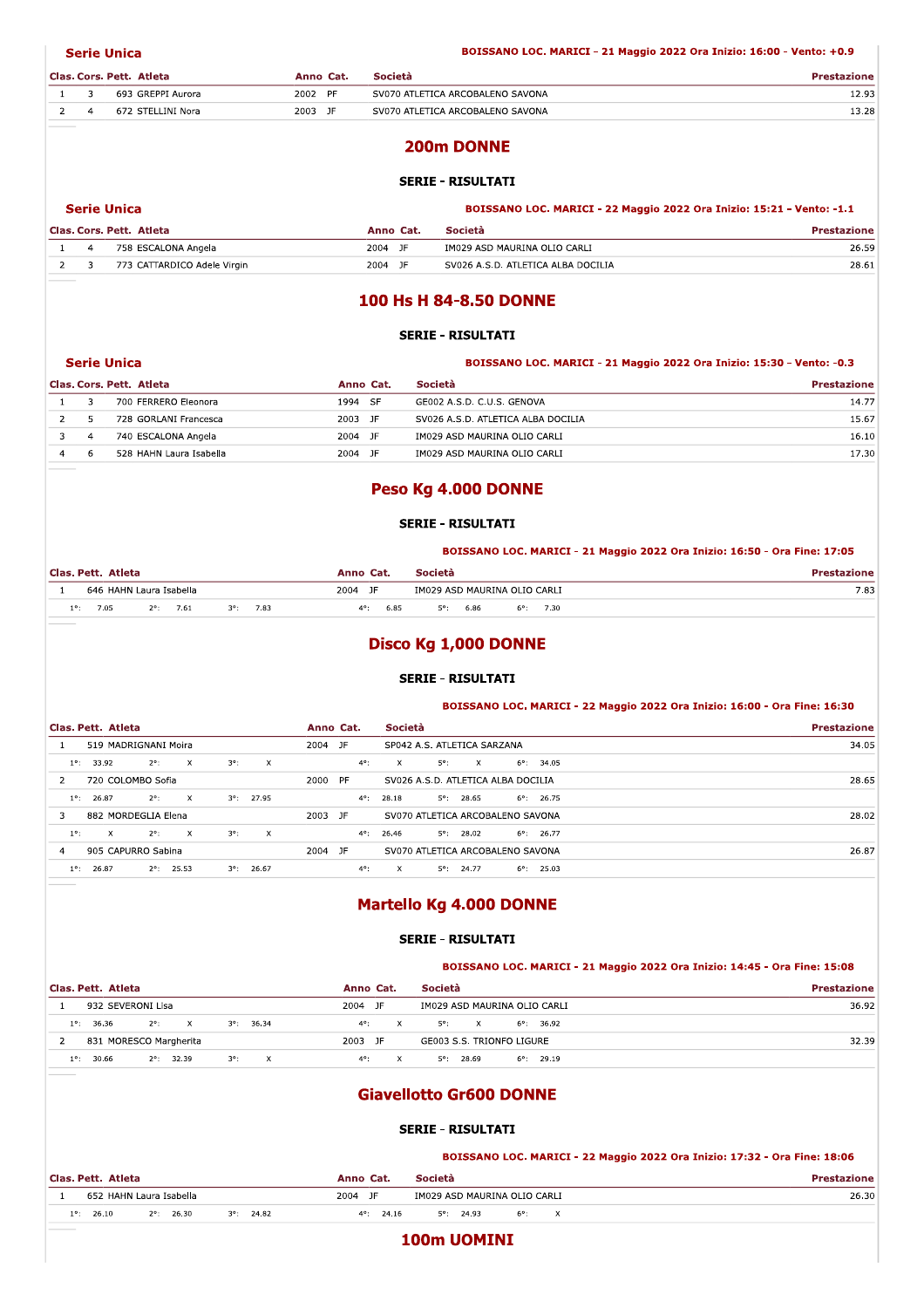**Serie Unica** — BOISSANO LOC. MARICI - 21 Maggio 2022 Ora Inizio: 16:00 - Vento: +0.9

| Clas. | Cors. | Pett. | Atleta | Anno | Cat. | Società | Prestazione |
|---|---|---|---|---|---|---|---|
| 1 | 3 | 693 | GREPPI Aurora | 2002 | PF | SV070 ATLETICA ARCOBALENO SAVONA | 12.93 |
| 2 | 4 | 672 | STELLINI Nora | 2003 | JF | SV070 ATLETICA ARCOBALENO SAVONA | 13.28 |

## 200m DONNE

### SERIE - RISULTATI

**Serie Unica** — BOISSANO LOC. MARICI - 22 Maggio 2022 Ora Inizio: 15:21 - Vento: -1.1

| Clas. | Cors. | Pett. | Atleta | Anno | Cat. | Società | Prestazione |
|---|---|---|---|---|---|---|---|
| 1 | 4 | 758 | ESCALONA Angela | 2004 | JF | IM029 ASD MAURINA OLIO CARLI | 26.59 |
| 2 | 3 | 773 | CATTARDICO Adele Virgin | 2004 | JF | SV026 A.S.D. ATLETICA ALBA DOCILIA | 28.61 |

## 100 Hs H 84-8.50 DONNE

### SERIE - RISULTATI

**Serie Unica** — BOISSANO LOC. MARICI - 21 Maggio 2022 Ora Inizio: 15:30 - Vento: -0.3

| Clas. | Cors. | Pett. | Atleta | Anno | Cat. | Società | Prestazione |
|---|---|---|---|---|---|---|---|
| 1 | 3 | 700 | FERRERO Eleonora | 1994 | SF | GE002 A.S.D. C.U.S. GENOVA | 14.77 |
| 2 | 5 | 728 | GORLANI Francesca | 2003 | JF | SV026 A.S.D. ATLETICA ALBA DOCILIA | 15.67 |
| 3 | 4 | 740 | ESCALONA Angela | 2004 | JF | IM029 ASD MAURINA OLIO CARLI | 16.10 |
| 4 | 6 | 528 | HAHN Laura Isabella | 2004 | JF | IM029 ASD MAURINA OLIO CARLI | 17.30 |

## Peso Kg 4.000 DONNE

### SERIE - RISULTATI

BOISSANO LOC. MARICI - 21 Maggio 2022 Ora Inizio: 16:50 - Ora Fine: 17:05

| Clas. | Pett. | Atleta | Anno | Cat. | Società | Prestazione |
|---|---|---|---|---|---|---|
| 1 | 646 | HAHN Laura Isabella | 2004 | JF | IM029 ASD MAURINA OLIO CARLI | 7.83 |
| | | 1°: 7.05 2°: 7.61 3°: 7.83 4°: 6.85 5°: 6.86 6°: 7.30 | | | | |

## Disco Kg 1,000 DONNE

### SERIE - RISULTATI

BOISSANO LOC. MARICI - 22 Maggio 2022 Ora Inizio: 16:00 - Ora Fine: 16:30

| Clas. | Pett. | Atleta | Anno | Cat. | Società | Prestazione |
|---|---|---|---|---|---|---|
| 1 | 519 | MADRIGNANI Moira | 2004 | JF | SP042 A.S. ATLETICA SARZANA | 34.05 |
| | | 1°: 33.92 2°: X 3°: X 4°: X 5°: X 6°: 34.05 | | | | |
| 2 | 720 | COLOMBO Sofia | 2000 | PF | SV026 A.S.D. ATLETICA ALBA DOCILIA | 28.65 |
| | | 1°: 26.87 2°: X 3°: 27.95 4°: 28.18 5°: 28.65 6°: 26.75 | | | | |
| 3 | 882 | MORDEGLIA Elena | 2003 | JF | SV070 ATLETICA ARCOBALENO SAVONA | 28.02 |
| | | 1°: X 2°: X 3°: X 4°: 26.46 5°: 28.02 6°: 26.77 | | | | |
| 4 | 905 | CAPURRO Sabina | 2004 | JF | SV070 ATLETICA ARCOBALENO SAVONA | 26.87 |
| | | 1°: 26.87 2°: 25.53 3°: 26.67 4°: X 5°: 24.77 6°: 25.03 | | | | |

## Martello Kg 4.000 DONNE

### SERIE - RISULTATI

BOISSANO LOC. MARICI - 21 Maggio 2022 Ora Inizio: 14:45 - Ora Fine: 15:08

| Clas. | Pett. | Atleta | Anno | Cat. | Società | Prestazione |
|---|---|---|---|---|---|---|
| 1 | 932 | SEVERONI Lisa | 2004 | JF | IM029 ASD MAURINA OLIO CARLI | 36.92 |
| | | 1°: 36.36 2°: X 3°: 36.34 4°: X 5°: X 6°: 36.92 | | | | |
| 2 | 831 | MORESCO Margherita | 2003 | JF | GE003 S.S. TRIONFO LIGURE | 32.39 |
| | | 1°: 30.66 2°: 32.39 3°: X 4°: X 5°: 28.69 6°: 29.19 | | | | |

## Giavellotto Gr600 DONNE

### SERIE - RISULTATI

BOISSANO LOC. MARICI - 22 Maggio 2022 Ora Inizio: 17:32 - Ora Fine: 18:06

| Clas. | Pett. | Atleta | Anno | Cat. | Società | Prestazione |
|---|---|---|---|---|---|---|
| 1 | 652 | HAHN Laura Isabella | 2004 | JF | IM029 ASD MAURINA OLIO CARLI | 26.30 |
| | | 1°: 26.10 2°: 26.30 3°: 24.82 4°: 24.16 5°: 24.93 6°: X | | | | |

## 100m UOMINI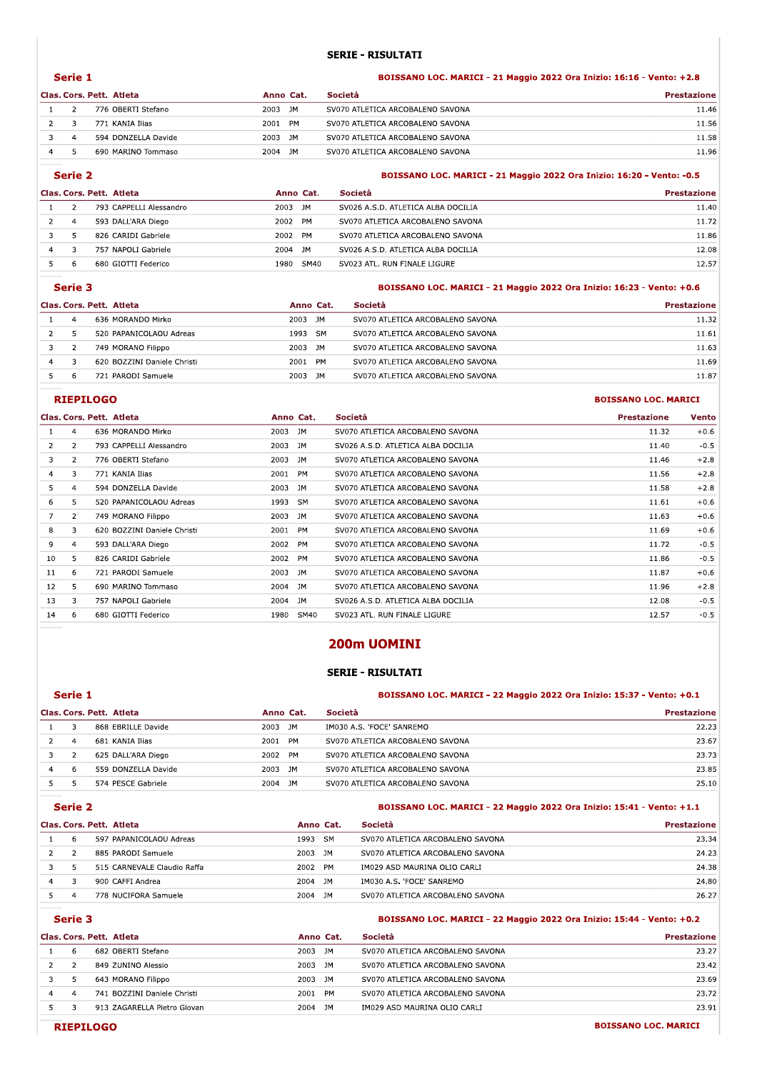## SERIE - RISULTATI

### Serie 1

**BOISSANO LOC. MARICI - 21 Maggio 2022 Ora Inizio: 16:16 - Vento: +2.8**

| Clas. | Cors. | Pett. | Atleta | Anno | Cat. | Società | Prestazione |
|---|---|---|---|---|---|---|---|
| 1 | 2 | 776 | OBERTI Stefano | 2003 | JM | SV070 ATLETICA ARCOBALENO SAVONA | 11.46 |
| 2 | 3 | 771 | KANIA Ilias | 2001 | PM | SV070 ATLETICA ARCOBALENO SAVONA | 11.56 |
| 3 | 4 | 594 | DONZELLA Davide | 2003 | JM | SV070 ATLETICA ARCOBALENO SAVONA | 11.58 |
| 4 | 5 | 690 | MARINO Tommaso | 2004 | JM | SV070 ATLETICA ARCOBALENO SAVONA | 11.96 |

### Serie 2

**BOISSANO LOC. MARICI - 21 Maggio 2022 Ora Inizio: 16:20 - Vento: -0.5**

| Clas. | Cors. | Pett. | Atleta | Anno | Cat. | Società | Prestazione |
|---|---|---|---|---|---|---|---|
| 1 | 2 | 793 | CAPPELLI Alessandro | 2003 | JM | SV026 A.S.D. ATLETICA ALBA DOCILIA | 11.40 |
| 2 | 4 | 593 | DALL'ARA Diego | 2002 | PM | SV070 ATLETICA ARCOBALENO SAVONA | 11.72 |
| 3 | 5 | 826 | CARIDI Gabriele | 2002 | PM | SV070 ATLETICA ARCOBALENO SAVONA | 11.86 |
| 4 | 3 | 757 | NAPOLI Gabriele | 2004 | JM | SV026 A.S.D. ATLETICA ALBA DOCILIA | 12.08 |
| 5 | 6 | 680 | GIOTTI Federico | 1980 | SM40 | SV023 ATL. RUN FINALE LIGURE | 12.57 |

### Serie 3

**BOISSANO LOC. MARICI - 21 Maggio 2022 Ora Inizio: 16:23 - Vento: +0.6**

| Clas. | Cors. | Pett. | Atleta | Anno | Cat. | Società | Prestazione |
|---|---|---|---|---|---|---|---|
| 1 | 4 | 636 | MORANDO Mirko | 2003 | JM | SV070 ATLETICA ARCOBALENO SAVONA | 11.32 |
| 2 | 5 | 520 | PAPANICOLAOU Adreas | 1993 | SM | SV070 ATLETICA ARCOBALENO SAVONA | 11.61 |
| 3 | 2 | 749 | MORANO Filippo | 2003 | JM | SV070 ATLETICA ARCOBALENO SAVONA | 11.63 |
| 4 | 3 | 620 | BOZZINI Daniele Christi | 2001 | PM | SV070 ATLETICA ARCOBALENO SAVONA | 11.69 |
| 5 | 6 | 721 | PARODI Samuele | 2003 | JM | SV070 ATLETICA ARCOBALENO SAVONA | 11.87 |

### RIEPILOGO

**BOISSANO LOC. MARICI**

| Clas. | Cors. | Pett. | Atleta | Anno | Cat. | Società | Prestazione | Vento |
|---|---|---|---|---|---|---|---|---|
| 1 | 4 | 636 | MORANDO Mirko | 2003 | JM | SV070 ATLETICA ARCOBALENO SAVONA | 11.32 | +0.6 |
| 2 | 2 | 793 | CAPPELLI Alessandro | 2003 | JM | SV026 A.S.D. ATLETICA ALBA DOCILIA | 11.40 | -0.5 |
| 3 | 2 | 776 | OBERTI Stefano | 2003 | JM | SV070 ATLETICA ARCOBALENO SAVONA | 11.46 | +2.8 |
| 4 | 3 | 771 | KANIA Ilias | 2001 | PM | SV070 ATLETICA ARCOBALENO SAVONA | 11.56 | +2.8 |
| 5 | 4 | 594 | DONZELLA Davide | 2003 | JM | SV070 ATLETICA ARCOBALENO SAVONA | 11.58 | +2.8 |
| 6 | 5 | 520 | PAPANICOLAOU Adreas | 1993 | SM | SV070 ATLETICA ARCOBALENO SAVONA | 11.61 | +0.6 |
| 7 | 2 | 749 | MORANO Filippo | 2003 | JM | SV070 ATLETICA ARCOBALENO SAVONA | 11.63 | +0.6 |
| 8 | 3 | 620 | BOZZINI Daniele Christi | 2001 | PM | SV070 ATLETICA ARCOBALENO SAVONA | 11.69 | +0.6 |
| 9 | 4 | 593 | DALL'ARA Diego | 2002 | PM | SV070 ATLETICA ARCOBALENO SAVONA | 11.72 | -0.5 |
| 10 | 5 | 826 | CARIDI Gabriele | 2002 | PM | SV070 ATLETICA ARCOBALENO SAVONA | 11.86 | -0.5 |
| 11 | 6 | 721 | PARODI Samuele | 2003 | JM | SV070 ATLETICA ARCOBALENO SAVONA | 11.87 | +0.6 |
| 12 | 5 | 690 | MARINO Tommaso | 2004 | JM | SV070 ATLETICA ARCOBALENO SAVONA | 11.96 | +2.8 |
| 13 | 3 | 757 | NAPOLI Gabriele | 2004 | JM | SV026 A.S.D. ATLETICA ALBA DOCILIA | 12.08 | -0.5 |
| 14 | 6 | 680 | GIOTTI Federico | 1980 | SM40 | SV023 ATL. RUN FINALE LIGURE | 12.57 | -0.5 |

# 200m UOMINI

## SERIE - RISULTATI

### Serie 1

**BOISSANO LOC. MARICI - 22 Maggio 2022 Ora Inizio: 15:37 - Vento: +0.1**

| Clas. | Cors. | Pett. | Atleta | Anno | Cat. | Società | Prestazione |
|---|---|---|---|---|---|---|---|
| 1 | 3 | 868 | EBRILLE Davide | 2003 | JM | IM030 A.S. 'FOCE' SANREMO | 22.23 |
| 2 | 4 | 681 | KANIA Ilias | 2001 | PM | SV070 ATLETICA ARCOBALENO SAVONA | 23.67 |
| 3 | 2 | 625 | DALL'ARA Diego | 2002 | PM | SV070 ATLETICA ARCOBALENO SAVONA | 23.73 |
| 4 | 6 | 559 | DONZELLA Davide | 2003 | JM | SV070 ATLETICA ARCOBALENO SAVONA | 23.85 |
| 5 | 5 | 574 | PESCE Gabriele | 2004 | JM | SV070 ATLETICA ARCOBALENO SAVONA | 25.10 |

### Serie 2

**BOISSANO LOC. MARICI - 22 Maggio 2022 Ora Inizio: 15:41 - Vento: +1.1**

| Clas. | Cors. | Pett. | Atleta | Anno | Cat. | Società | Prestazione |
|---|---|---|---|---|---|---|---|
| 1 | 6 | 597 | PAPANICOLAOU Adreas | 1993 | SM | SV070 ATLETICA ARCOBALENO SAVONA | 23.34 |
| 2 | 2 | 885 | PARODI Samuele | 2003 | JM | SV070 ATLETICA ARCOBALENO SAVONA | 24.23 |
| 3 | 5 | 515 | CARNEVALE Claudio Raffa | 2002 | PM | IM029 ASD MAURINA OLIO CARLI | 24.38 |
| 4 | 3 | 900 | CAFFI Andrea | 2004 | JM | IM030 A.S. 'FOCE' SANREMO | 24.80 |
| 5 | 4 | 778 | NUCIFORA Samuele | 2004 | JM | SV070 ATLETICA ARCOBALENO SAVONA | 26.27 |

### Serie 3

**BOISSANO LOC. MARICI - 22 Maggio 2022 Ora Inizio: 15:44 - Vento: +0.2**

| Clas. | Cors. | Pett. | Atleta | Anno | Cat. | Società | Prestazione |
|---|---|---|---|---|---|---|---|
| 1 | 6 | 682 | OBERTI Stefano | 2003 | JM | SV070 ATLETICA ARCOBALENO SAVONA | 23.27 |
| 2 | 2 | 849 | ZUNINO Alessio | 2003 | JM | SV070 ATLETICA ARCOBALENO SAVONA | 23.42 |
| 3 | 5 | 643 | MORANO Filippo | 2003 | JM | SV070 ATLETICA ARCOBALENO SAVONA | 23.69 |
| 4 | 4 | 741 | BOZZINI Daniele Christi | 2001 | PM | SV070 ATLETICA ARCOBALENO SAVONA | 23.72 |
| 5 | 3 | 913 | ZAGARELLA Pietro Giovan | 2004 | JM | IM029 ASD MAURINA OLIO CARLI | 23.91 |

### RIEPILOGO

**BOISSANO LOC. MARICI**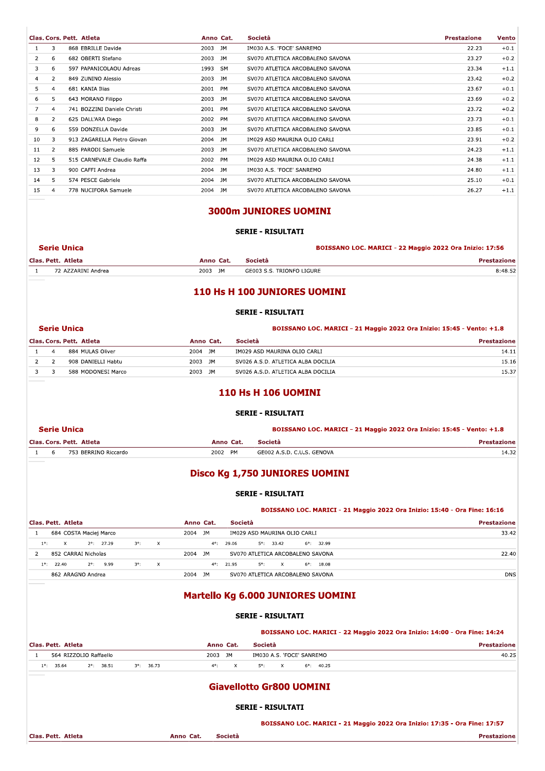| Clas. | Cors. | Pett. | Atleta | Anno | Cat. | Società | Prestazione | Vento |
|---|---|---|---|---|---|---|---|---|
| 1 | 3 | 868 | EBRILLE Davide | 2003 | JM | IM030 A.S. 'FOCE' SANREMO | 22.23 | +0.1 |
| 2 | 6 | 682 | OBERTI Stefano | 2003 | JM | SV070 ATLETICA ARCOBALENO SAVONA | 23.27 | +0.2 |
| 3 | 6 | 597 | PAPANICOLAOU Adreas | 1993 | SM | SV070 ATLETICA ARCOBALENO SAVONA | 23.34 | +1.1 |
| 4 | 2 | 849 | ZUNINO Alessio | 2003 | JM | SV070 ATLETICA ARCOBALENO SAVONA | 23.42 | +0.2 |
| 5 | 4 | 681 | KANIA Ilias | 2001 | PM | SV070 ATLETICA ARCOBALENO SAVONA | 23.67 | +0.1 |
| 6 | 5 | 643 | MORANO Filippo | 2003 | JM | SV070 ATLETICA ARCOBALENO SAVONA | 23.69 | +0.2 |
| 7 | 4 | 741 | BOZZINI Daniele Christi | 2001 | PM | SV070 ATLETICA ARCOBALENO SAVONA | 23.72 | +0.2 |
| 8 | 2 | 625 | DALL'ARA Diego | 2002 | PM | SV070 ATLETICA ARCOBALENO SAVONA | 23.73 | +0.1 |
| 9 | 6 | 559 | DONZELLA Davide | 2003 | JM | SV070 ATLETICA ARCOBALENO SAVONA | 23.85 | +0.1 |
| 10 | 3 | 913 | ZAGARELLA Pietro Giovan | 2004 | JM | IM029 ASD MAURINA OLIO CARLI | 23.91 | +0.2 |
| 11 | 2 | 885 | PARODI Samuele | 2003 | JM | SV070 ATLETICA ARCOBALENO SAVONA | 24.23 | +1.1 |
| 12 | 5 | 515 | CARNEVALE Claudio Raffa | 2002 | PM | IM029 ASD MAURINA OLIO CARLI | 24.38 | +1.1 |
| 13 | 3 | 900 | CAFFI Andrea | 2004 | JM | IM030 A.S. 'FOCE' SANREMO | 24.80 | +1.1 |
| 14 | 5 | 574 | PESCE Gabriele | 2004 | JM | SV070 ATLETICA ARCOBALENO SAVONA | 25.10 | +0.1 |
| 15 | 4 | 778 | NUCIFORA Samuele | 2004 | JM | SV070 ATLETICA ARCOBALENO SAVONA | 26.27 | +1.1 |

## 3000m JUNIORES UOMINI

**SERIE - RISULTATI**

**Serie Unica** — **BOISSANO LOC. MARICI - 22 Maggio 2022 Ora Inizio: 17:56**

| Clas. | Pett. | Atleta | Anno | Cat. | Società | Prestazione |
|---|---|---|---|---|---|---|
| 1 | 72 | AZZARINI Andrea | 2003 | JM | GE003 S.S. TRIONFO LIGURE | 8:48.52 |

## 110 Hs H 100 JUNIORES UOMINI

**SERIE - RISULTATI**

**Serie Unica** — **BOISSANO LOC. MARICI - 21 Maggio 2022 Ora Inizio: 15:45 - Vento: +1.8**

| Clas. | Cors. | Pett. | Atleta | Anno | Cat. | Società | Prestazione |
|---|---|---|---|---|---|---|---|
| 1 | 4 | 884 | MULAS Oliver | 2004 | JM | IM029 ASD MAURINA OLIO CARLI | 14.11 |
| 2 | 2 | 908 | DANIELLI Habtu | 2003 | JM | SV026 A.S.D. ATLETICA ALBA DOCILIA | 15.16 |
| 3 | 3 | 588 | MODONESI Marco | 2003 | JM | SV026 A.S.D. ATLETICA ALBA DOCILIA | 15.37 |

## 110 Hs H 106 UOMINI

**SERIE - RISULTATI**

**Serie Unica** — **BOISSANO LOC. MARICI - 21 Maggio 2022 Ora Inizio: 15:45 - Vento: +1.8**

| Clas. | Cors. | Pett. | Atleta | Anno | Cat. | Società | Prestazione |
|---|---|---|---|---|---|---|---|
| 1 | 6 | 753 | BERRINO Riccardo | 2002 | PM | GE002 A.S.D. C.U.S. GENOVA | 14.32 |

## Disco Kg 1,750 JUNIORES UOMINI

**SERIE - RISULTATI**

**BOISSANO LOC. MARICI - 21 Maggio 2022 Ora Inizio: 15:40 - Ora Fine: 16:16**

| Clas. | Pett. | Atleta | Anno | Cat. | Società | Prestazione |
|---|---|---|---|---|---|---|
| 1 | 684 | COSTA Maciej Marco | 2004 | JM | IM029 ASD MAURINA OLIO CARLI | 33.42 |
| | | 1°: X 2°: 27.29 3°: X 4°: 29.06 5°: 33.42 6°: 32.99 | | | | |
| 2 | 852 | CARRAI Nicholas | 2004 | JM | SV070 ATLETICA ARCOBALENO SAVONA | 22.40 |
| | | 1°: 22.40 2°: 9.99 3°: X 4°: 21.95 5°: X 6°: 18.08 | | | | |
| | 862 | ARAGNO Andrea | 2004 | JM | SV070 ATLETICA ARCOBALENO SAVONA | DNS |

## Martello Kg 6.000 JUNIORES UOMINI

**SERIE - RISULTATI**

**BOISSANO LOC. MARICI - 22 Maggio 2022 Ora Inizio: 14:00 - Ora Fine: 14:24**

| Clas. | Pett. | Atleta | Anno | Cat. | Società | Prestazione |
|---|---|---|---|---|---|---|
| 1 | 564 | RIZZOLIO Raffaello | 2003 | JM | IM030 A.S. 'FOCE' SANREMO | 40.25 |
| | | 1°: 35.64 2°: 38.51 3°: 36.73 4°: X 5°: X 6°: 40.25 | | | | |

## Giavellotto Gr800 UOMINI

**SERIE - RISULTATI**

**BOISSANO LOC. MARICI - 21 Maggio 2022 Ora Inizio: 17:35 - Ora Fine: 17:57**

| Clas. | Pett. | Atleta | Anno | Cat. | Società | Prestazione |
|---|---|---|---|---|---|---|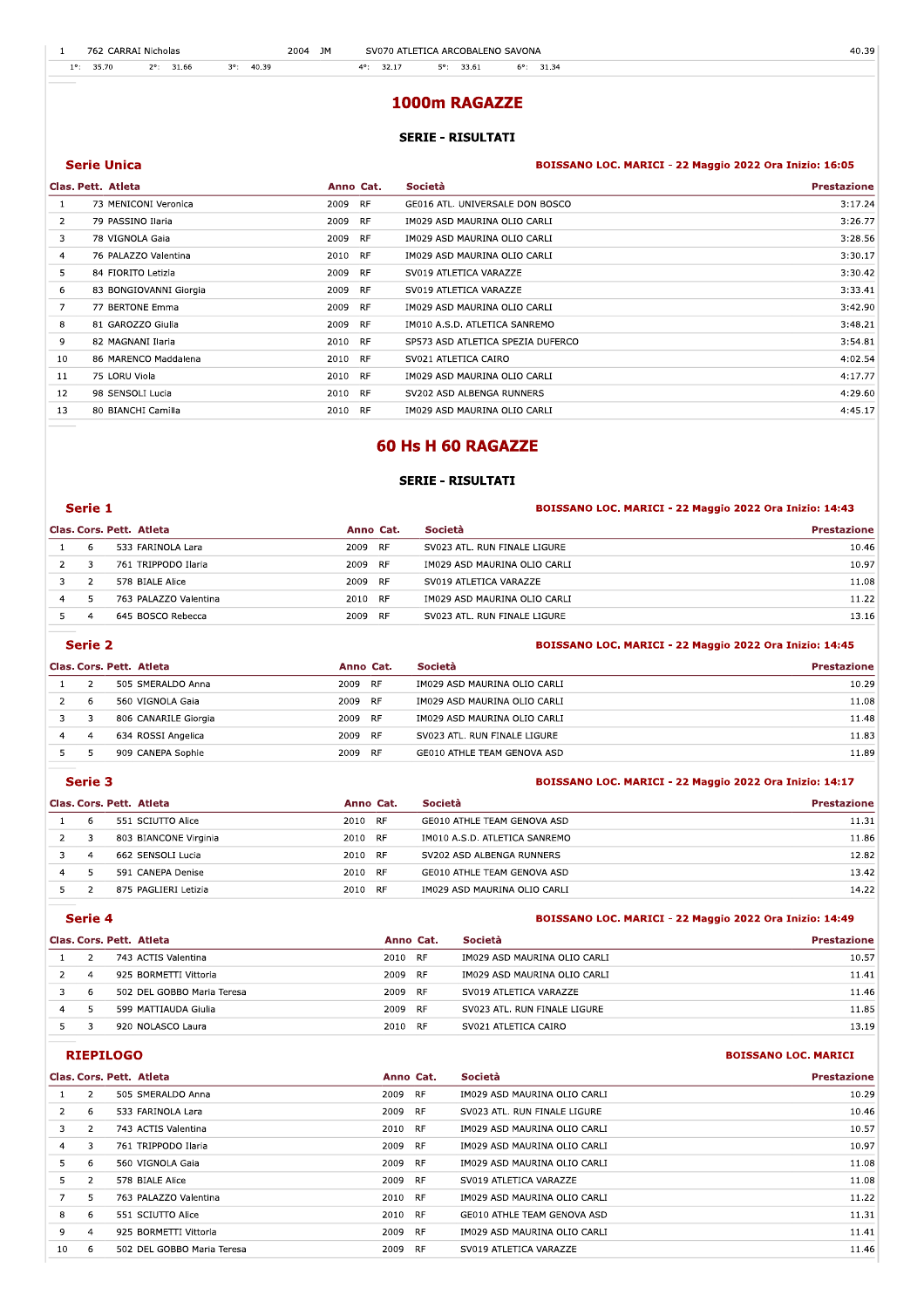| 1 | 762 CARRAI Nicholas | 2004 | JM | SV070 ATLETICA ARCOBALENO SAVONA | 40.39 |
|---|---|---|---|---|---|

1°: 35.70 2°: 31.66 3°: 40.39 4°: 32.17 5°: 33.61 6°: 31.34

## 1000m RAGAZZE

### SERIE - RISULTATI

**Serie Unica** — BOISSANO LOC. MARICI - 22 Maggio 2022 Ora Inizio: 16:05

| Clas. | Pett. | Atleta | Anno | Cat. | Società | Prestazione |
|---|---|---|---|---|---|---|
| 1 | 73 | MENICONI Veronica | 2009 | RF | GE016 ATL. UNIVERSALE DON BOSCO | 3:17.24 |
| 2 | 79 | PASSINO Ilaria | 2009 | RF | IM029 ASD MAURINA OLIO CARLI | 3:26.77 |
| 3 | 78 | VIGNOLA Gaia | 2009 | RF | IM029 ASD MAURINA OLIO CARLI | 3:28.56 |
| 4 | 76 | PALAZZO Valentina | 2010 | RF | IM029 ASD MAURINA OLIO CARLI | 3:30.17 |
| 5 | 84 | FIORITO Letizia | 2009 | RF | SV019 ATLETICA VARAZZE | 3:30.42 |
| 6 | 83 | BONGIOVANNI Giorgia | 2009 | RF | SV019 ATLETICA VARAZZE | 3:33.41 |
| 7 | 77 | BERTONE Emma | 2009 | RF | IM029 ASD MAURINA OLIO CARLI | 3:42.90 |
| 8 | 81 | GAROZZO Giulia | 2009 | RF | IM010 A.S.D. ATLETICA SANREMO | 3:48.21 |
| 9 | 82 | MAGNANI Ilaria | 2010 | RF | SP573 ASD ATLETICA SPEZIA DUFERCO | 3:54.81 |
| 10 | 86 | MARENCO Maddalena | 2010 | RF | SV021 ATLETICA CAIRO | 4:02.54 |
| 11 | 75 | LORU Viola | 2010 | RF | IM029 ASD MAURINA OLIO CARLI | 4:17.77 |
| 12 | 98 | SENSOLI Lucia | 2010 | RF | SV202 ASD ALBENGA RUNNERS | 4:29.60 |
| 13 | 80 | BIANCHI Camilla | 2010 | RF | IM029 ASD MAURINA OLIO CARLI | 4:45.17 |

## 60 Hs H 60 RAGAZZE

### SERIE - RISULTATI

**Serie 1** — BOISSANO LOC. MARICI - 22 Maggio 2022 Ora Inizio: 14:43

| Clas. | Cors. | Pett. | Atleta | Anno | Cat. | Società | Prestazione |
|---|---|---|---|---|---|---|---|
| 1 | 6 | 533 | FARINOLA Lara | 2009 | RF | SV023 ATL. RUN FINALE LIGURE | 10.46 |
| 2 | 3 | 761 | TRIPPODO Ilaria | 2009 | RF | IM029 ASD MAURINA OLIO CARLI | 10.97 |
| 3 | 2 | 578 | BIALE Alice | 2009 | RF | SV019 ATLETICA VARAZZE | 11.08 |
| 4 | 5 | 763 | PALAZZO Valentina | 2010 | RF | IM029 ASD MAURINA OLIO CARLI | 11.22 |
| 5 | 4 | 645 | BOSCO Rebecca | 2009 | RF | SV023 ATL. RUN FINALE LIGURE | 13.16 |

**Serie 2** — BOISSANO LOC. MARICI - 22 Maggio 2022 Ora Inizio: 14:45

| Clas. | Cors. | Pett. | Atleta | Anno | Cat. | Società | Prestazione |
|---|---|---|---|---|---|---|---|
| 1 | 2 | 505 | SMERALDO Anna | 2009 | RF | IM029 ASD MAURINA OLIO CARLI | 10.29 |
| 2 | 6 | 560 | VIGNOLA Gaia | 2009 | RF | IM029 ASD MAURINA OLIO CARLI | 11.08 |
| 3 | 3 | 806 | CANARILE Giorgia | 2009 | RF | IM029 ASD MAURINA OLIO CARLI | 11.48 |
| 4 | 4 | 634 | ROSSI Angelica | 2009 | RF | SV023 ATL. RUN FINALE LIGURE | 11.83 |
| 5 | 5 | 909 | CANEPA Sophie | 2009 | RF | GE010 ATHLE TEAM GENOVA ASD | 11.89 |

**Serie 3** — BOISSANO LOC. MARICI - 22 Maggio 2022 Ora Inizio: 14:17

| Clas. | Cors. | Pett. | Atleta | Anno | Cat. | Società | Prestazione |
|---|---|---|---|---|---|---|---|
| 1 | 6 | 551 | SCIUTTO Alice | 2010 | RF | GE010 ATHLE TEAM GENOVA ASD | 11.31 |
| 2 | 3 | 803 | BIANCONE Virginia | 2010 | RF | IM010 A.S.D. ATLETICA SANREMO | 11.86 |
| 3 | 4 | 662 | SENSOLI Lucia | 2010 | RF | SV202 ASD ALBENGA RUNNERS | 12.82 |
| 4 | 5 | 591 | CANEPA Denise | 2010 | RF | GE010 ATHLE TEAM GENOVA ASD | 13.42 |
| 5 | 2 | 875 | PAGLIERI Letizia | 2010 | RF | IM029 ASD MAURINA OLIO CARLI | 14.22 |

**Serie 4** — BOISSANO LOC. MARICI - 22 Maggio 2022 Ora Inizio: 14:49

| Clas. | Cors. | Pett. | Atleta | Anno | Cat. | Società | Prestazione |
|---|---|---|---|---|---|---|---|
| 1 | 2 | 743 | ACTIS Valentina | 2010 | RF | IM029 ASD MAURINA OLIO CARLI | 10.57 |
| 2 | 4 | 925 | BORMETTI Vittoria | 2009 | RF | IM029 ASD MAURINA OLIO CARLI | 11.41 |
| 3 | 6 | 502 | DEL GOBBO Maria Teresa | 2009 | RF | SV019 ATLETICA VARAZZE | 11.46 |
| 4 | 5 | 599 | MATTIAUDA Giulia | 2009 | RF | SV023 ATL. RUN FINALE LIGURE | 11.85 |
| 5 | 3 | 920 | NOLASCO Laura | 2010 | RF | SV021 ATLETICA CAIRO | 13.19 |

**RIEPILOGO** — BOISSANO LOC. MARICI

| Clas. | Cors. | Pett. | Atleta | Anno | Cat. | Società | Prestazione |
|---|---|---|---|---|---|---|---|
| 1 | 2 | 505 | SMERALDO Anna | 2009 | RF | IM029 ASD MAURINA OLIO CARLI | 10.29 |
| 2 | 6 | 533 | FARINOLA Lara | 2009 | RF | SV023 ATL. RUN FINALE LIGURE | 10.46 |
| 3 | 2 | 743 | ACTIS Valentina | 2010 | RF | IM029 ASD MAURINA OLIO CARLI | 10.57 |
| 4 | 3 | 761 | TRIPPODO Ilaria | 2009 | RF | IM029 ASD MAURINA OLIO CARLI | 10.97 |
| 5 | 6 | 560 | VIGNOLA Gaia | 2009 | RF | IM029 ASD MAURINA OLIO CARLI | 11.08 |
| 5 | 2 | 578 | BIALE Alice | 2009 | RF | SV019 ATLETICA VARAZZE | 11.08 |
| 7 | 5 | 763 | PALAZZO Valentina | 2010 | RF | IM029 ASD MAURINA OLIO CARLI | 11.22 |
| 8 | 6 | 551 | SCIUTTO Alice | 2010 | RF | GE010 ATHLE TEAM GENOVA ASD | 11.31 |
| 9 | 4 | 925 | BORMETTI Vittoria | 2009 | RF | IM029 ASD MAURINA OLIO CARLI | 11.41 |
| 10 | 6 | 502 | DEL GOBBO Maria Teresa | 2009 | RF | SV019 ATLETICA VARAZZE | 11.46 |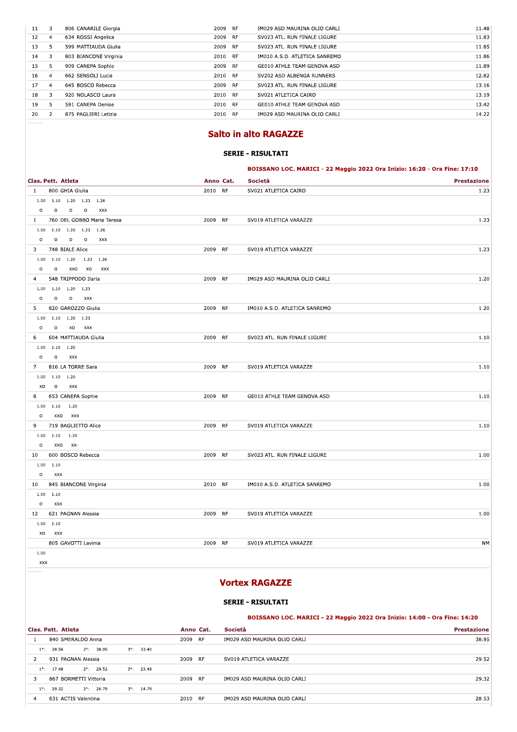| | | | | | | |
|---|---|---|---|---|---|---|
| 11 | 3 | 806 CANARILE Giorgia | 2009 | RF | IM029 ASD MAURINA OLIO CARLI | 11.48 |
| 12 | 4 | 634 ROSSI Angelica | 2009 | RF | SV023 ATL. RUN FINALE LIGURE | 11.83 |
| 13 | 5 | 599 MATTIAUDA Giulia | 2009 | RF | SV023 ATL. RUN FINALE LIGURE | 11.85 |
| 14 | 3 | 803 BIANCONE Virginia | 2010 | RF | IM010 A.S.D. ATLETICA SANREMO | 11.86 |
| 15 | 5 | 909 CANEPA Sophie | 2009 | RF | GE010 ATHLE TEAM GENOVA ASD | 11.89 |
| 16 | 4 | 662 SENSOLI Lucia | 2010 | RF | SV202 ASD ALBENGA RUNNERS | 12.82 |
| 17 | 4 | 645 BOSCO Rebecca | 2009 | RF | SV023 ATL. RUN FINALE LIGURE | 13.16 |
| 18 | 3 | 920 NOLASCO Laura | 2010 | RF | SV021 ATLETICA CAIRO | 13.19 |
| 19 | 5 | 591 CANEPA Denise | 2010 | RF | GE010 ATHLE TEAM GENOVA ASD | 13.42 |
| 20 | 2 | 875 PAGLIERI Letizia | 2010 | RF | IM029 ASD MAURINA OLIO CARLI | 14.22 |

## Salto in alto RAGAZZE

### SERIE - RISULTATI

**BOISSANO LOC. MARICI - 22 Maggio 2022 Ora Inizio: 16:20 - Ora Fine: 17:10**

| Clas. | Pett. Atleta | Anno | Cat. | Società | Prestazione |
|---|---|---|---|---|---|
| 1 | 800 GHIA Giulia | 2010 | RF | SV021 ATLETICA CAIRO | 1.23 |
| | 1.00: O; 1.10: O; 1.20: O; 1.23: O; 1.26: XXX | | | | |
| 1 | 760 DEL GOBBO Maria Teresa | 2009 | RF | SV019 ATLETICA VARAZZE | 1.23 |
| | 1.00: O; 1.10: O; 1.20: O; 1.23: O; 1.26: XXX | | | | |
| 3 | 748 BIALE Alice | 2009 | RF | SV019 ATLETICA VARAZZE | 1.23 |
| | 1.00: O; 1.10: O; 1.20: XXO; 1.23: XO; 1.26: XXX | | | | |
| 4 | 548 TRIPPODO Ilaria | 2009 | RF | IM029 ASD MAURINA OLIO CARLI | 1.20 |
| | 1.00: O; 1.10: O; 1.20: O; 1.23: XXX | | | | |
| 5 | 820 GAROZZO Giulia | 2009 | RF | IM010 A.S.D. ATLETICA SANREMO | 1.20 |
| | 1.00: O; 1.10: O; 1.20: XO; 1.23: XXX | | | | |
| 6 | 604 MATTIAUDA Giulia | 2009 | RF | SV023 ATL. RUN FINALE LIGURE | 1.10 |
| | 1.00: O; 1.10: O; 1.20: XXX | | | | |
| 7 | 816 LA TORRE Sara | 2009 | RF | SV019 ATLETICA VARAZZE | 1.10 |
| | 1.00: XO; 1.10: O; 1.20: XXX | | | | |
| 8 | 653 CANEPA Sophie | 2009 | RF | GE010 ATHLE TEAM GENOVA ASD | 1.10 |
| | 1.00: O; 1.10: XXO; 1.20: XXX | | | | |
| 9 | 719 BAGLIETTO Alice | 2009 | RF | SV019 ATLETICA VARAZZE | 1.10 |
| | 1.00: O; 1.10: XXO; 1.20: XX- | | | | |
| 10 | 600 BOSCO Rebecca | 2009 | RF | SV023 ATL. RUN FINALE LIGURE | 1.00 |
| | 1.00: O; 1.10: XXX | | | | |
| 10 | 845 BIANCONE Virginia | 2010 | RF | IM010 A.S.D. ATLETICA SANREMO | 1.00 |
| | 1.00: O; 1.10: XXX | | | | |
| 12 | 621 PAGNAN Alessia | 2009 | RF | SV019 ATLETICA VARAZZE | 1.00 |
| | 1.00: XO; 1.10: XXX | | | | |
| | 805 GAVOTTI Lavinia | 2009 | RF | SV019 ATLETICA VARAZZE | NM |
| | 1.00: XXX | | | | |

## Vortex RAGAZZE

### SERIE - RISULTATI

**BOISSANO LOC. MARICI - 22 Maggio 2022 Ora Inizio: 14:00 - Ora Fine: 14:20**

| Clas. | Pett. Atleta | Anno | Cat. | Società | Prestazione |
|---|---|---|---|---|---|
| 1 | 840 SMERALDO Anna | 2009 | RF | IM029 ASD MAURINA OLIO CARLI | 38.95 |
| | 1°: 28.56 2°: 38.95 3°: 33.40 | | | | |
| 2 | 931 PAGNAN Alessia | 2009 | RF | SV019 ATLETICA VARAZZE | 29.52 |
| | 1°: 17.48 2°: 29.52 3°: 23.49 | | | | |
| 3 | 867 BORMETTI Vittoria | 2009 | RF | IM029 ASD MAURINA OLIO CARLI | 29.32 |
| | 1°: 29.32 2°: 26.79 3°: 14.79 | | | | |
| 4 | 631 ACTIS Valentina | 2010 | RF | IM029 ASD MAURINA OLIO CARLI | 28.53 |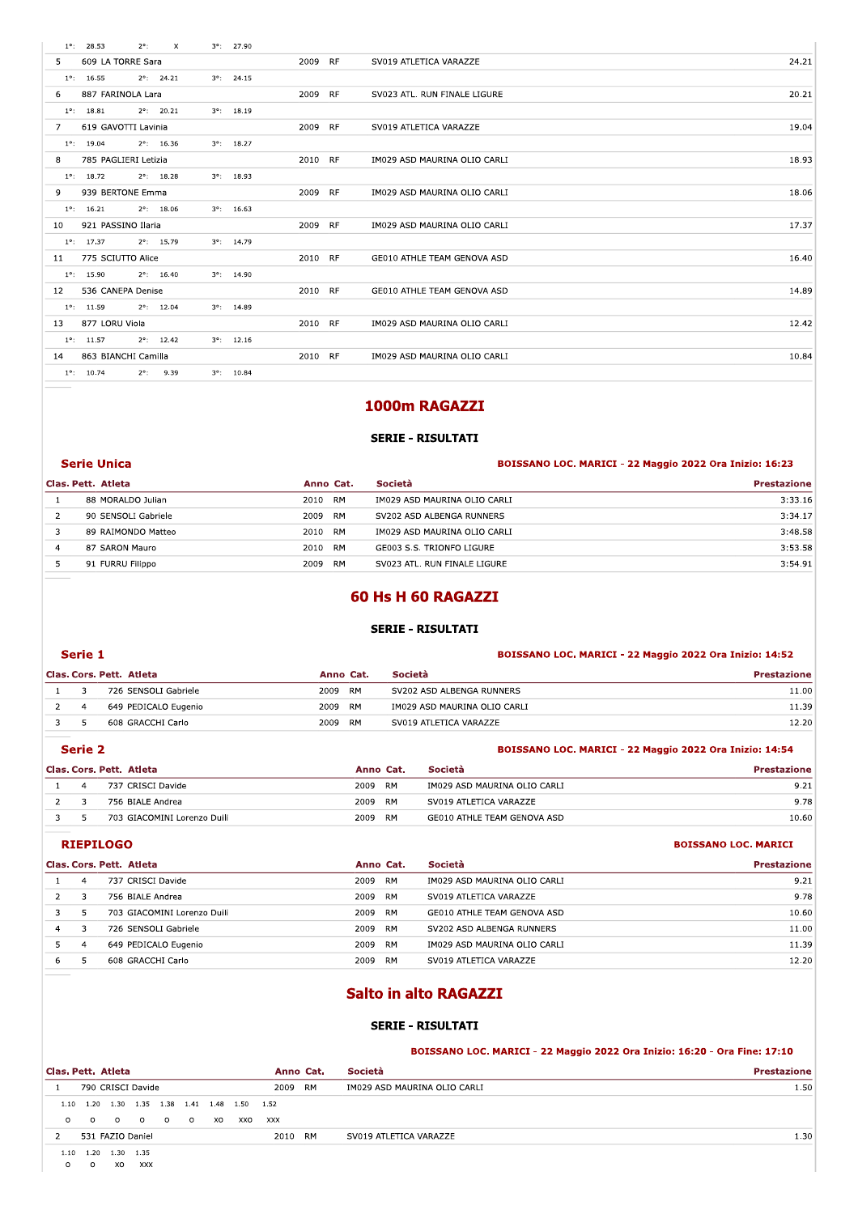| Clas. | Pett. Atleta | Anno | Cat. | Società | Prestazione |
|---|---|---|---|---|---|
| | 1°: 28.53 2°: X 3°: 27.90 | | | | |
| 5 | 609 LA TORRE Sara | 2009 | RF | SV019 ATLETICA VARAZZE | 24.21 |
| | 1°: 16.55 2°: 24.21 3°: 24.15 | | | | |
| 6 | 887 FARINOLA Lara | 2009 | RF | SV023 ATL. RUN FINALE LIGURE | 20.21 |
| | 1°: 18.81 2°: 20.21 3°: 18.19 | | | | |
| 7 | 619 GAVOTTI Lavinia | 2009 | RF | SV019 ATLETICA VARAZZE | 19.04 |
| | 1°: 19.04 2°: 16.36 3°: 18.27 | | | | |
| 8 | 785 PAGLIERI Letizia | 2010 | RF | IM029 ASD MAURINA OLIO CARLI | 18.93 |
| | 1°: 18.72 2°: 18.28 3°: 18.93 | | | | |
| 9 | 939 BERTONE Emma | 2009 | RF | IM029 ASD MAURINA OLIO CARLI | 18.06 |
| | 1°: 16.21 2°: 18.06 3°: 16.63 | | | | |
| 10 | 921 PASSINO Ilaria | 2009 | RF | IM029 ASD MAURINA OLIO CARLI | 17.37 |
| | 1°: 17.37 2°: 15.79 3°: 14.79 | | | | |
| 11 | 775 SCIUTTO Alice | 2010 | RF | GE010 ATHLE TEAM GENOVA ASD | 16.40 |
| | 1°: 15.90 2°: 16.40 3°: 14.90 | | | | |
| 12 | 536 CANEPA Denise | 2010 | RF | GE010 ATHLE TEAM GENOVA ASD | 14.89 |
| | 1°: 11.59 2°: 12.04 3°: 14.89 | | | | |
| 13 | 877 LORU Viola | 2010 | RF | IM029 ASD MAURINA OLIO CARLI | 12.42 |
| | 1°: 11.57 2°: 12.42 3°: 12.16 | | | | |
| 14 | 863 BIANCHI Camilla | 2010 | RF | IM029 ASD MAURINA OLIO CARLI | 10.84 |
| | 1°: 10.74 2°: 9.39 3°: 10.84 | | | | |

# 1000m RAGAZZI

### SERIE - RISULTATI

## Serie Unica

**BOISSANO LOC. MARICI - 22 Maggio 2022 Ora Inizio: 16:23**

| Clas. | Pett. | Atleta | Anno | Cat. | Società | Prestazione |
|---|---|---|---|---|---|---|
| 1 | 88 | MORALDO Julian | 2010 | RM | IM029 ASD MAURINA OLIO CARLI | 3:33.16 |
| 2 | 90 | SENSOLI Gabriele | 2009 | RM | SV202 ASD ALBENGA RUNNERS | 3:34.17 |
| 3 | 89 | RAIMONDO Matteo | 2010 | RM | IM029 ASD MAURINA OLIO CARLI | 3:48.58 |
| 4 | 87 | SARON Mauro | 2010 | RM | GE003 S.S. TRIONFO LIGURE | 3:53.58 |
| 5 | 91 | FURRU Filippo | 2009 | RM | SV023 ATL. RUN FINALE LIGURE | 3:54.91 |

# 60 Hs H 60 RAGAZZI

### SERIE - RISULTATI

## Serie 1

**BOISSANO LOC. MARICI - 22 Maggio 2022 Ora Inizio: 14:52**

| Clas. | Cors. | Pett. | Atleta | Anno | Cat. | Società | Prestazione |
|---|---|---|---|---|---|---|---|
| 1 | 3 | 726 | SENSOLI Gabriele | 2009 | RM | SV202 ASD ALBENGA RUNNERS | 11.00 |
| 2 | 4 | 649 | PEDICALO Eugenio | 2009 | RM | IM029 ASD MAURINA OLIO CARLI | 11.39 |
| 3 | 5 | 608 | GRACCHI Carlo | 2009 | RM | SV019 ATLETICA VARAZZE | 12.20 |

## Serie 2

**BOISSANO LOC. MARICI - 22 Maggio 2022 Ora Inizio: 14:54**

| Clas. | Cors. | Pett. | Atleta | Anno | Cat. | Società | Prestazione |
|---|---|---|---|---|---|---|---|
| 1 | 4 | 737 | CRISCI Davide | 2009 | RM | IM029 ASD MAURINA OLIO CARLI | 9.21 |
| 2 | 3 | 756 | BIALE Andrea | 2009 | RM | SV019 ATLETICA VARAZZE | 9.78 |
| 3 | 5 | 703 | GIACOMINI Lorenzo Duili | 2009 | RM | GE010 ATHLE TEAM GENOVA ASD | 10.60 |

## RIEPILOGO

**BOISSANO LOC. MARICI**

| Clas. | Cors. | Pett. | Atleta | Anno | Cat. | Società | Prestazione |
|---|---|---|---|---|---|---|---|
| 1 | 4 | 737 | CRISCI Davide | 2009 | RM | IM029 ASD MAURINA OLIO CARLI | 9.21 |
| 2 | 3 | 756 | BIALE Andrea | 2009 | RM | SV019 ATLETICA VARAZZE | 9.78 |
| 3 | 5 | 703 | GIACOMINI Lorenzo Duili | 2009 | RM | GE010 ATHLE TEAM GENOVA ASD | 10.60 |
| 4 | 3 | 726 | SENSOLI Gabriele | 2009 | RM | SV202 ASD ALBENGA RUNNERS | 11.00 |
| 5 | 4 | 649 | PEDICALO Eugenio | 2009 | RM | IM029 ASD MAURINA OLIO CARLI | 11.39 |
| 6 | 5 | 608 | GRACCHI Carlo | 2009 | RM | SV019 ATLETICA VARAZZE | 12.20 |

# Salto in alto RAGAZZI

### SERIE - RISULTATI

**BOISSANO LOC. MARICI - 22 Maggio 2022 Ora Inizio: 16:20 - Ora Fine: 17:10**

| Clas. | Pett. | Atleta | Anno | Cat. | Società | Prestazione |
|---|---|---|---|---|---|---|
| 1 | 790 | CRISCI Davide | 2009 | RM | IM029 ASD MAURINA OLIO CARLI | 1.50 |
| | | 1.10 1.20 1.30 1.35 1.38 1.41 1.48 1.50 1.52 | | | | |
| | | O O O O O O XO XXO XXX | | | | |
| 2 | 531 | FAZIO Daniel | 2010 | RM | SV019 ATLETICA VARAZZE | 1.30 |
| | | 1.10 1.20 1.30 1.35 | | | | |
| | | O O XO XXX | | | | |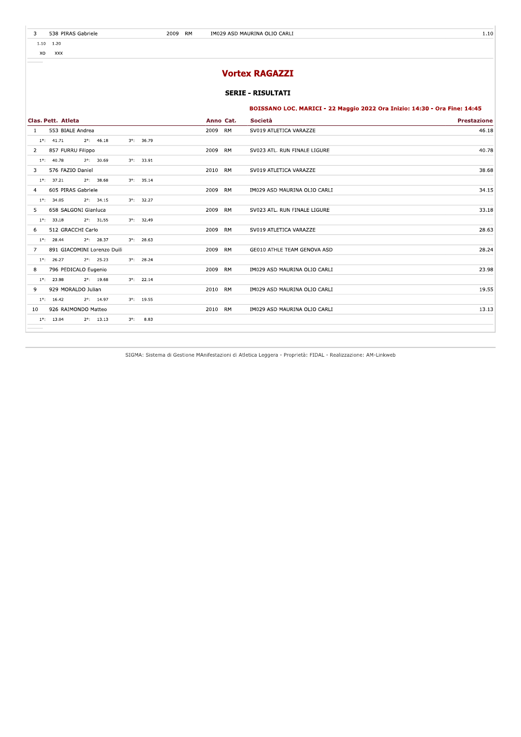| | | | | | | |
|---|---|---|---|---|---|---|
| 3 | 538 | PIRAS Gabriele | 2009 | RM | IM029 ASD MAURINA OLIO CARLI | 1.10 |
| 1.10 1.20 | | | | | | |
| XO XXX | | | | | | |

# Vortex RAGAZZI

## SERIE - RISULTATI

**BOISSANO LOC. MARICI - 22 Maggio 2022 Ora Inizio: 14:30 - Ora Fine: 14:45**

| Clas. | Pett. | Atleta | Anno | Cat. | Società | Prestazione |
|---|---|---|---|---|---|---|
| 1 | 553 | BIALE Andrea | 2009 | RM | SV019 ATLETICA VARAZZE | 46.18 |
| | | 1°: 41.71 2°: 46.18 3°: 36.79 | | | | |
| 2 | 857 | FURRU Filippo | 2009 | RM | SV023 ATL. RUN FINALE LIGURE | 40.78 |
| | | 1°: 40.78 2°: 30.69 3°: 33.91 | | | | |
| 3 | 576 | FAZIO Daniel | 2010 | RM | SV019 ATLETICA VARAZZE | 38.68 |
| | | 1°: 37.21 2°: 38.68 3°: 35.14 | | | | |
| 4 | 605 | PIRAS Gabriele | 2009 | RM | IM029 ASD MAURINA OLIO CARLI | 34.15 |
| | | 1°: 34.05 2°: 34.15 3°: 32.27 | | | | |
| 5 | 658 | SALGONI Gianluca | 2009 | RM | SV023 ATL. RUN FINALE LIGURE | 33.18 |
| | | 1°: 33.18 2°: 31.55 3°: 32.49 | | | | |
| 6 | 512 | GRACCHI Carlo | 2009 | RM | SV019 ATLETICA VARAZZE | 28.63 |
| | | 1°: 28.44 2°: 28.37 3°: 28.63 | | | | |
| 7 | 891 | GIACOMINI Lorenzo Duili | 2009 | RM | GE010 ATHLE TEAM GENOVA ASD | 28.24 |
| | | 1°: 26.27 2°: 25.23 3°: 28.24 | | | | |
| 8 | 796 | PEDICALO Eugenio | 2009 | RM | IM029 ASD MAURINA OLIO CARLI | 23.98 |
| | | 1°: 23.98 2°: 19.68 3°: 22.14 | | | | |
| 9 | 929 | MORALDO Julian | 2010 | RM | IM029 ASD MAURINA OLIO CARLI | 19.55 |
| | | 1°: 16.42 2°: 14.97 3°: 19.55 | | | | |
| 10 | 926 | RAIMONDO Matteo | 2010 | RM | IM029 ASD MAURINA OLIO CARLI | 13.13 |
| | | 1°: 13.04 2°: 13.13 3°: 8.83 | | | | |

SIGMA: Sistema di Gestione MAnifestazioni di Atletica Leggera - Proprietà: FIDAL - Realizzazione: AM-Linkweb